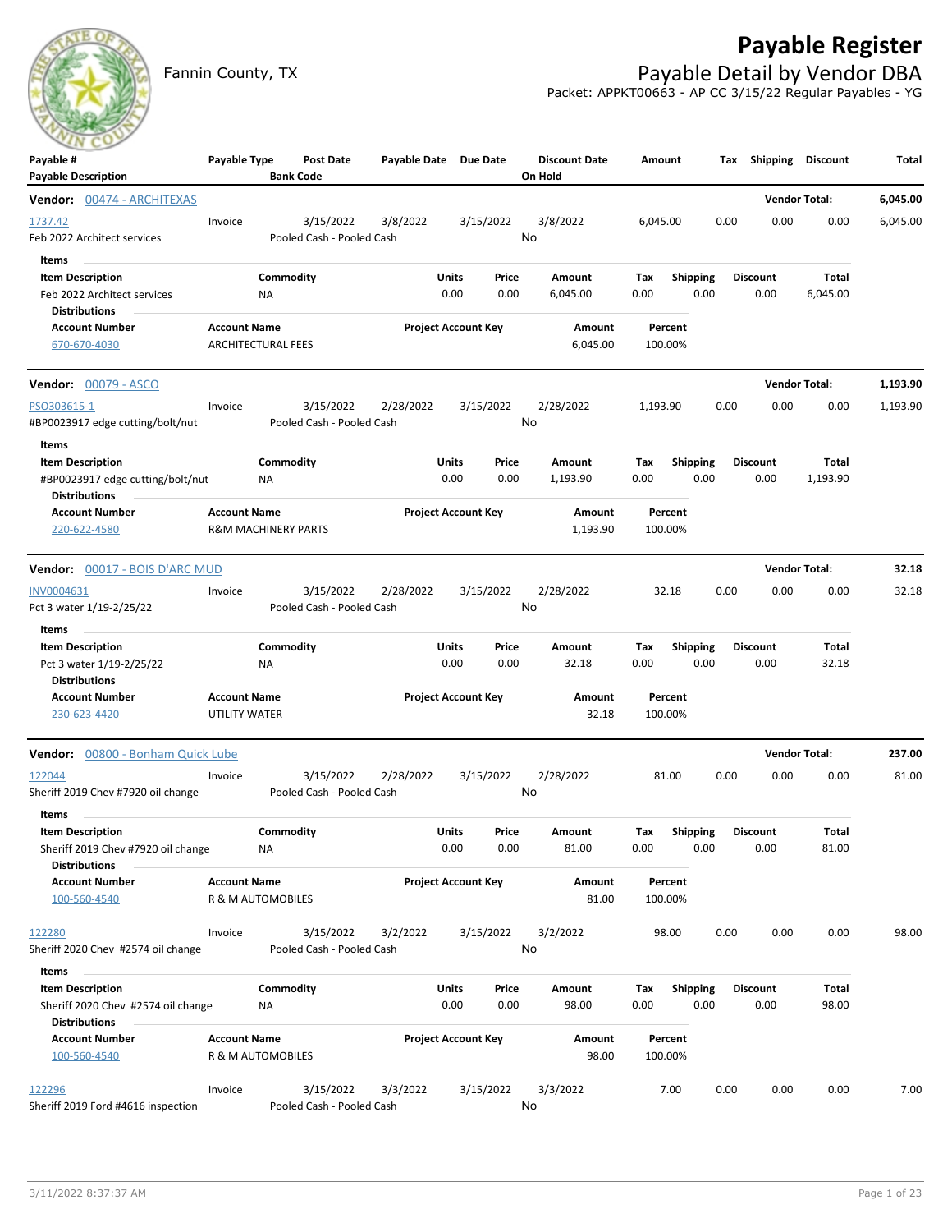# Payable Register

Fannin County, TX

## Payable Detail by Vendor DBA

Packet: APPKT00663 - AP CC 3/15/22 Regular Payables - YG

| Payable # / Payable Description | Payable Type | Post Date / Bank Code | Payable Date | Due Date | Discount Date / On Hold | Amount | Tax | Shipping | Discount | Total |
|---|---|---|---|---|---|---|---|---|---|---|

**Vendor: 00474 - ARCHITEXAS** — Vendor Total: **6,045.00**

| Payable # / Payable Description | Payable Type | Post Date / Bank Code | Payable Date | Due Date | Discount Date / On Hold | Amount | Tax | Shipping | Discount | Total |
|---|---|---|---|---|---|---|---|---|---|---|
| 1737.42 / Feb 2022 Architect services | Invoice | 3/15/2022 / Pooled Cash - Pooled Cash | 3/8/2022 | 3/15/2022 | 3/8/2022 / No | 6,045.00 | 0.00 | 0.00 | 0.00 | 6,045.00 |

Items

| Item Description | Commodity | Units | Price | Amount | Tax | Shipping | Discount | Total |
|---|---|---|---|---|---|---|---|---|
| Feb 2022 Architect services | NA | 0.00 | 0.00 | 6,045.00 | 0.00 | 0.00 | 0.00 | 6,045.00 |

Distributions

| Account Number | Account Name | Project Account Key | Amount | Percent |
|---|---|---|---|---|
| 670-670-4030 | ARCHITECTURAL FEES | | 6,045.00 | 100.00% |

**Vendor: 00079 - ASCO** — Vendor Total: **1,193.90**

| Payable # / Payable Description | Payable Type | Post Date / Bank Code | Payable Date | Due Date | Discount Date / On Hold | Amount | Tax | Shipping | Discount | Total |
|---|---|---|---|---|---|---|---|---|---|---|
| PSO303615-1 / #BP0023917 edge cutting/bolt/nut | Invoice | 3/15/2022 / Pooled Cash - Pooled Cash | 2/28/2022 | 3/15/2022 | 2/28/2022 / No | 1,193.90 | 0.00 | 0.00 | 0.00 | 1,193.90 |

Items

| Item Description | Commodity | Units | Price | Amount | Tax | Shipping | Discount | Total |
|---|---|---|---|---|---|---|---|---|
| #BP0023917 edge cutting/bolt/nut | NA | 0.00 | 0.00 | 1,193.90 | 0.00 | 0.00 | 0.00 | 1,193.90 |

Distributions

| Account Number | Account Name | Project Account Key | Amount | Percent |
|---|---|---|---|---|
| 220-622-4580 | R&M MACHINERY PARTS | | 1,193.90 | 100.00% |

**Vendor: 00017 - BOIS D'ARC MUD** — Vendor Total: **32.18**

| Payable # / Payable Description | Payable Type | Post Date / Bank Code | Payable Date | Due Date | Discount Date / On Hold | Amount | Tax | Shipping | Discount | Total |
|---|---|---|---|---|---|---|---|---|---|---|
| INV0004631 / Pct 3 water 1/19-2/25/22 | Invoice | 3/15/2022 / Pooled Cash - Pooled Cash | 2/28/2022 | 3/15/2022 | 2/28/2022 / No | 32.18 | 0.00 | 0.00 | 0.00 | 32.18 |

Items

| Item Description | Commodity | Units | Price | Amount | Tax | Shipping | Discount | Total |
|---|---|---|---|---|---|---|---|---|
| Pct 3 water 1/19-2/25/22 | NA | 0.00 | 0.00 | 32.18 | 0.00 | 0.00 | 0.00 | 32.18 |

Distributions

| Account Number | Account Name | Project Account Key | Amount | Percent |
|---|---|---|---|---|
| 230-623-4420 | UTILITY WATER | | 32.18 | 100.00% |

**Vendor: 00800 - Bonham Quick Lube** — Vendor Total: **237.00**

| Payable # / Payable Description | Payable Type | Post Date / Bank Code | Payable Date | Due Date | Discount Date / On Hold | Amount | Tax | Shipping | Discount | Total |
|---|---|---|---|---|---|---|---|---|---|---|
| 122044 / Sheriff 2019 Chev #7920 oil change | Invoice | 3/15/2022 / Pooled Cash - Pooled Cash | 2/28/2022 | 3/15/2022 | 2/28/2022 / No | 81.00 | 0.00 | 0.00 | 0.00 | 81.00 |

Items

| Item Description | Commodity | Units | Price | Amount | Tax | Shipping | Discount | Total |
|---|---|---|---|---|---|---|---|---|
| Sheriff 2019 Chev #7920 oil change | NA | 0.00 | 0.00 | 81.00 | 0.00 | 0.00 | 0.00 | 81.00 |

Distributions

| Account Number | Account Name | Project Account Key | Amount | Percent |
|---|---|---|---|---|
| 100-560-4540 | R & M AUTOMOBILES | | 81.00 | 100.00% |

| Payable # / Payable Description | Payable Type | Post Date / Bank Code | Payable Date | Due Date | Discount Date / On Hold | Amount | Tax | Shipping | Discount | Total |
|---|---|---|---|---|---|---|---|---|---|---|
| 122280 / Sheriff 2020 Chev #2574 oil change | Invoice | 3/15/2022 / Pooled Cash - Pooled Cash | 3/2/2022 | 3/15/2022 | 3/2/2022 / No | 98.00 | 0.00 | 0.00 | 0.00 | 98.00 |

Items

| Item Description | Commodity | Units | Price | Amount | Tax | Shipping | Discount | Total |
|---|---|---|---|---|---|---|---|---|
| Sheriff 2020 Chev #2574 oil change | NA | 0.00 | 0.00 | 98.00 | 0.00 | 0.00 | 0.00 | 98.00 |

Distributions

| Account Number | Account Name | Project Account Key | Amount | Percent |
|---|---|---|---|---|
| 100-560-4540 | R & M AUTOMOBILES | | 98.00 | 100.00% |

| Payable # / Payable Description | Payable Type | Post Date / Bank Code | Payable Date | Due Date | Discount Date / On Hold | Amount | Tax | Shipping | Discount | Total |
|---|---|---|---|---|---|---|---|---|---|---|
| 122296 / Sheriff 2019 Ford #4616 inspection | Invoice | 3/15/2022 / Pooled Cash - Pooled Cash | 3/3/2022 | 3/15/2022 | 3/3/2022 / No | 7.00 | 0.00 | 0.00 | 0.00 | 7.00 |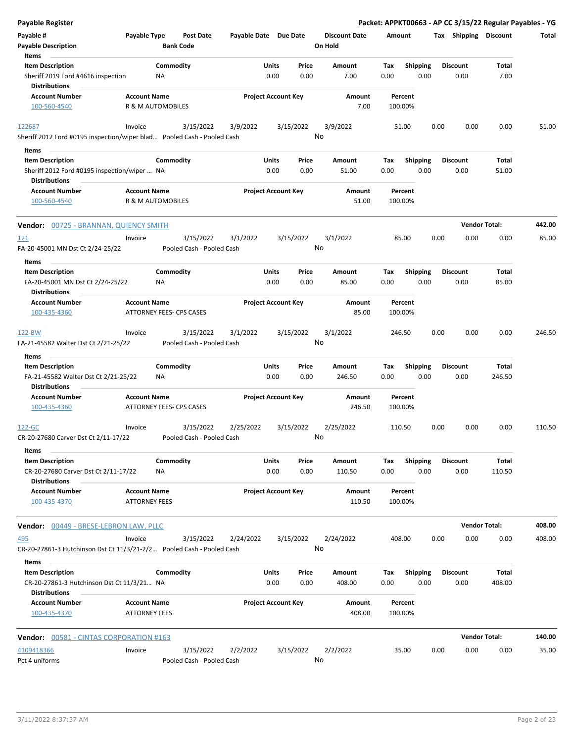**Payable Register** — **Packet: APPKT00663 - AP CC 3/15/22 Regular Payables - YG**

| Payable # | Payable Type | Post Date | Payable Date | Due Date | Discount Date | Amount | Tax | Shipping | Discount | Total |
|---|---|---|---|---|---|---|---|---|---|---|
| Payable Description | | Bank Code | | | On Hold | | | | | |

**Items**

| Item Description | Commodity | Units | Price | Amount | Tax | Shipping | Discount | Total |
|---|---|---|---|---|---|---|---|---|
| Sheriff 2019 Ford #4616 inspection | NA | 0.00 | 0.00 | 7.00 | 0.00 | 0.00 | 0.00 | 7.00 |

**Distributions**

| Account Number | Account Name | Project Account Key | Amount | Percent |
|---|---|---|---|---|
| 100-560-4540 | R & M AUTOMOBILES | | 7.00 | 100.00% |

| Payable # | Payable Type | Post Date | Payable Date | Due Date | Discount Date | Amount | Tax | Shipping | Discount | Total |
|---|---|---|---|---|---|---|---|---|---|---|
| 122687 | Invoice | 3/15/2022 | 3/9/2022 | 3/15/2022 | 3/9/2022 | 51.00 | 0.00 | 0.00 | 0.00 | 51.00 |
| Sheriff 2012 Ford #0195 inspection/wiper blad... | | Pooled Cash - Pooled Cash | | | No | | | | | |

**Items**

| Item Description | Commodity | Units | Price | Amount | Tax | Shipping | Discount | Total |
|---|---|---|---|---|---|---|---|---|
| Sheriff 2012 Ford #0195 inspection/wiper ... | NA | 0.00 | 0.00 | 51.00 | 0.00 | 0.00 | 0.00 | 51.00 |

**Distributions**

| Account Number | Account Name | Project Account Key | Amount | Percent |
|---|---|---|---|---|
| 100-560-4540 | R & M AUTOMOBILES | | 51.00 | 100.00% |

**Vendor: 00725 - BRANNAN, QUIENCY SMITH** — **Vendor Total: 442.00**

| Payable # | Payable Type | Post Date | Payable Date | Due Date | Discount Date | Amount | Tax | Shipping | Discount | Total |
|---|---|---|---|---|---|---|---|---|---|---|
| 121 | Invoice | 3/15/2022 | 3/1/2022 | 3/15/2022 | 3/1/2022 | 85.00 | 0.00 | 0.00 | 0.00 | 85.00 |
| FA-20-45001 MN Dst Ct 2/24-25/22 | | Pooled Cash - Pooled Cash | | | No | | | | | |

**Items**

| Item Description | Commodity | Units | Price | Amount | Tax | Shipping | Discount | Total |
|---|---|---|---|---|---|---|---|---|
| FA-20-45001 MN Dst Ct 2/24-25/22 | NA | 0.00 | 0.00 | 85.00 | 0.00 | 0.00 | 0.00 | 85.00 |

**Distributions**

| Account Number | Account Name | Project Account Key | Amount | Percent |
|---|---|---|---|---|
| 100-435-4360 | ATTORNEY FEES- CPS CASES | | 85.00 | 100.00% |

| Payable # | Payable Type | Post Date | Payable Date | Due Date | Discount Date | Amount | Tax | Shipping | Discount | Total |
|---|---|---|---|---|---|---|---|---|---|---|
| 122-BW | Invoice | 3/15/2022 | 3/1/2022 | 3/15/2022 | 3/1/2022 | 246.50 | 0.00 | 0.00 | 0.00 | 246.50 |
| FA-21-45582 Walter Dst Ct 2/21-25/22 | | Pooled Cash - Pooled Cash | | | No | | | | | |

**Items**

| Item Description | Commodity | Units | Price | Amount | Tax | Shipping | Discount | Total |
|---|---|---|---|---|---|---|---|---|
| FA-21-45582 Walter Dst Ct 2/21-25/22 | NA | 0.00 | 0.00 | 246.50 | 0.00 | 0.00 | 0.00 | 246.50 |

**Distributions**

| Account Number | Account Name | Project Account Key | Amount | Percent |
|---|---|---|---|---|
| 100-435-4360 | ATTORNEY FEES- CPS CASES | | 246.50 | 100.00% |

| Payable # | Payable Type | Post Date | Payable Date | Due Date | Discount Date | Amount | Tax | Shipping | Discount | Total |
|---|---|---|---|---|---|---|---|---|---|---|
| 122-GC | Invoice | 3/15/2022 | 2/25/2022 | 3/15/2022 | 2/25/2022 | 110.50 | 0.00 | 0.00 | 0.00 | 110.50 |
| CR-20-27680 Carver Dst Ct 2/11-17/22 | | Pooled Cash - Pooled Cash | | | No | | | | | |

**Items**

| Item Description | Commodity | Units | Price | Amount | Tax | Shipping | Discount | Total |
|---|---|---|---|---|---|---|---|---|
| CR-20-27680 Carver Dst Ct 2/11-17/22 | NA | 0.00 | 0.00 | 110.50 | 0.00 | 0.00 | 0.00 | 110.50 |

**Distributions**

| Account Number | Account Name | Project Account Key | Amount | Percent |
|---|---|---|---|---|
| 100-435-4370 | ATTORNEY FEES | | 110.50 | 100.00% |

**Vendor: 00449 - BRESE-LEBRON LAW, PLLC** — **Vendor Total: 408.00**

| Payable # | Payable Type | Post Date | Payable Date | Due Date | Discount Date | Amount | Tax | Shipping | Discount | Total |
|---|---|---|---|---|---|---|---|---|---|---|
| 495 | Invoice | 3/15/2022 | 2/24/2022 | 3/15/2022 | 2/24/2022 | 408.00 | 0.00 | 0.00 | 0.00 | 408.00 |
| CR-20-27861-3 Hutchinson Dst Ct 11/3/21-2/2... | | Pooled Cash - Pooled Cash | | | No | | | | | |

**Items**

| Item Description | Commodity | Units | Price | Amount | Tax | Shipping | Discount | Total |
|---|---|---|---|---|---|---|---|---|
| CR-20-27861-3 Hutchinson Dst Ct 11/3/21... | NA | 0.00 | 0.00 | 408.00 | 0.00 | 0.00 | 0.00 | 408.00 |

**Distributions**

| Account Number | Account Name | Project Account Key | Amount | Percent |
|---|---|---|---|---|
| 100-435-4370 | ATTORNEY FEES | | 408.00 | 100.00% |

**Vendor: 00581 - CINTAS CORPORATION #163** — **Vendor Total: 140.00**

| Payable # | Payable Type | Post Date | Payable Date | Due Date | Discount Date | Amount | Tax | Shipping | Discount | Total |
|---|---|---|---|---|---|---|---|---|---|---|
| 4109418366 | Invoice | 3/15/2022 | 2/2/2022 | 3/15/2022 | 2/2/2022 | 35.00 | 0.00 | 0.00 | 0.00 | 35.00 |
| Pct 4 uniforms | | Pooled Cash - Pooled Cash | | | No | | | | | |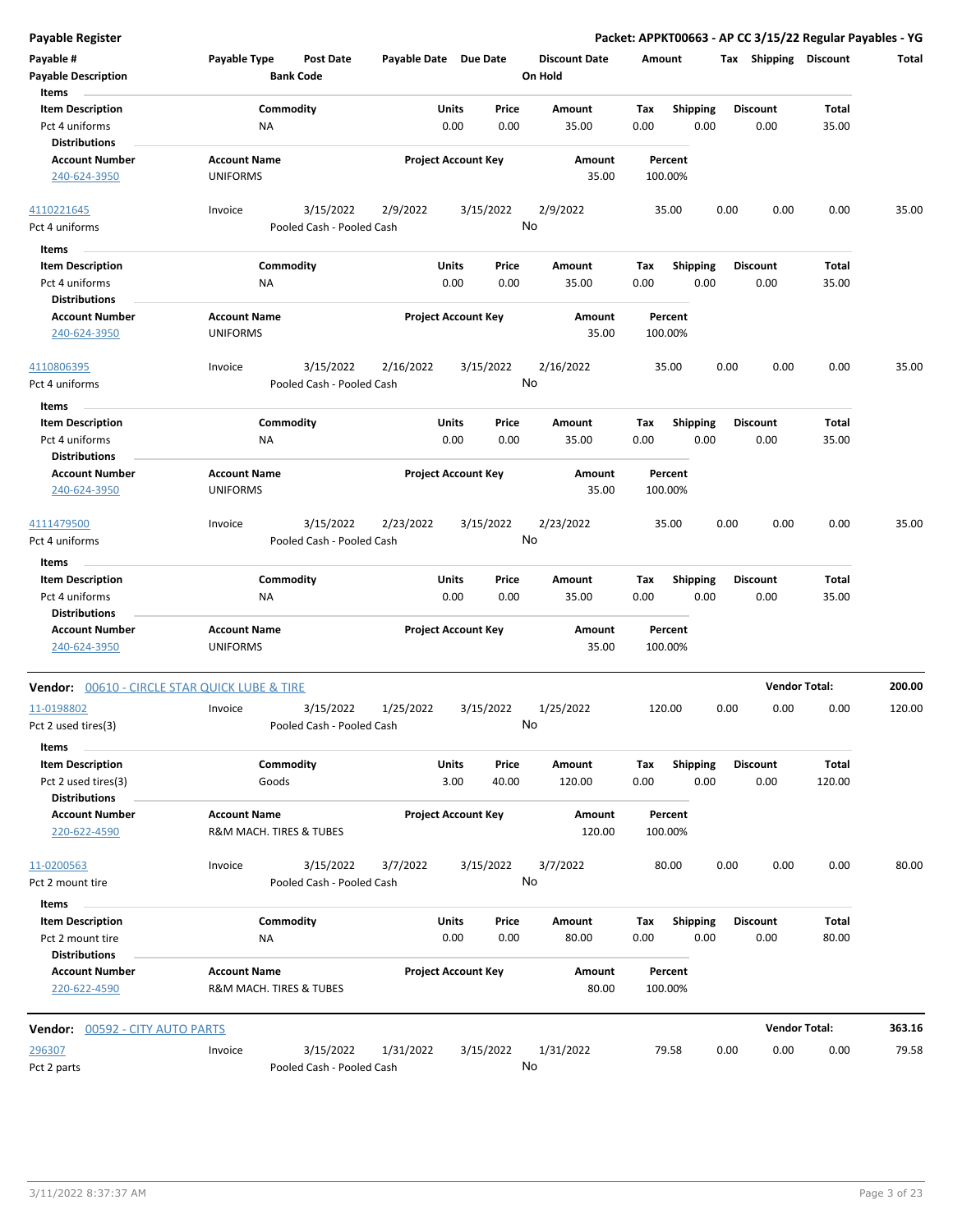**Payable Register** — Packet: APPKT00663 - AP CC 3/15/22 Regular Payables - YG

| Payable # | Payable Type | Post Date | Payable Date | Due Date | Discount Date | Amount | Tax | Shipping | Discount | Total |
|---|---|---|---|---|---|---|---|---|---|---|
| Payable Description | | Bank Code | | | On Hold | | | | | |

Items

| Item Description | Commodity | Units | Price | Amount | Tax | Shipping | Discount | Total |
|---|---|---|---|---|---|---|---|---|
| Pct 4 uniforms | NA | 0.00 | 0.00 | 35.00 | 0.00 | 0.00 | 0.00 | 35.00 |

Distributions

| Account Number | Account Name | Project Account Key | Amount | Percent |
|---|---|---|---|---|
| 240-624-3950 | UNIFORMS | | 35.00 | 100.00% |

| Payable # | Payable Type | Post Date | Payable Date | Due Date | Discount Date | Amount | Tax | Shipping | Discount | Total |
|---|---|---|---|---|---|---|---|---|---|---|
| 4110221645 | Invoice | 3/15/2022 | 2/9/2022 | 3/15/2022 | 2/9/2022 | 35.00 | 0.00 | 0.00 | 0.00 | 35.00 |
| Pct 4 uniforms | | Pooled Cash - Pooled Cash | | | No | | | | | |

Items

| Item Description | Commodity | Units | Price | Amount | Tax | Shipping | Discount | Total |
|---|---|---|---|---|---|---|---|---|
| Pct 4 uniforms | NA | 0.00 | 0.00 | 35.00 | 0.00 | 0.00 | 0.00 | 35.00 |

Distributions

| Account Number | Account Name | Project Account Key | Amount | Percent |
|---|---|---|---|---|
| 240-624-3950 | UNIFORMS | | 35.00 | 100.00% |

| Payable # | Payable Type | Post Date | Payable Date | Due Date | Discount Date | Amount | Tax | Shipping | Discount | Total |
|---|---|---|---|---|---|---|---|---|---|---|
| 4110806395 | Invoice | 3/15/2022 | 2/16/2022 | 3/15/2022 | 2/16/2022 | 35.00 | 0.00 | 0.00 | 0.00 | 35.00 |
| Pct 4 uniforms | | Pooled Cash - Pooled Cash | | | No | | | | | |

Items

| Item Description | Commodity | Units | Price | Amount | Tax | Shipping | Discount | Total |
|---|---|---|---|---|---|---|---|---|
| Pct 4 uniforms | NA | 0.00 | 0.00 | 35.00 | 0.00 | 0.00 | 0.00 | 35.00 |

Distributions

| Account Number | Account Name | Project Account Key | Amount | Percent |
|---|---|---|---|---|
| 240-624-3950 | UNIFORMS | | 35.00 | 100.00% |

| Payable # | Payable Type | Post Date | Payable Date | Due Date | Discount Date | Amount | Tax | Shipping | Discount | Total |
|---|---|---|---|---|---|---|---|---|---|---|
| 4111479500 | Invoice | 3/15/2022 | 2/23/2022 | 3/15/2022 | 2/23/2022 | 35.00 | 0.00 | 0.00 | 0.00 | 35.00 |
| Pct 4 uniforms | | Pooled Cash - Pooled Cash | | | No | | | | | |

Items

| Item Description | Commodity | Units | Price | Amount | Tax | Shipping | Discount | Total |
|---|---|---|---|---|---|---|---|---|
| Pct 4 uniforms | NA | 0.00 | 0.00 | 35.00 | 0.00 | 0.00 | 0.00 | 35.00 |

Distributions

| Account Number | Account Name | Project Account Key | Amount | Percent |
|---|---|---|---|---|
| 240-624-3950 | UNIFORMS | | 35.00 | 100.00% |

**Vendor:** 00610 - CIRCLE STAR QUICK LUBE & TIRE — **Vendor Total:** **200.00**

| Payable # | Payable Type | Post Date | Payable Date | Due Date | Discount Date | Amount | Tax | Shipping | Discount | Total |
|---|---|---|---|---|---|---|---|---|---|---|
| 11-0198802 | Invoice | 3/15/2022 | 1/25/2022 | 3/15/2022 | 1/25/2022 | 120.00 | 0.00 | 0.00 | 0.00 | 120.00 |
| Pct 2 used tires(3) | | Pooled Cash - Pooled Cash | | | No | | | | | |

Items

| Item Description | Commodity | Units | Price | Amount | Tax | Shipping | Discount | Total |
|---|---|---|---|---|---|---|---|---|
| Pct 2 used tires(3) | Goods | 3.00 | 40.00 | 120.00 | 0.00 | 0.00 | 0.00 | 120.00 |

Distributions

| Account Number | Account Name | Project Account Key | Amount | Percent |
|---|---|---|---|---|
| 220-622-4590 | R&M MACH. TIRES & TUBES | | 120.00 | 100.00% |

| Payable # | Payable Type | Post Date | Payable Date | Due Date | Discount Date | Amount | Tax | Shipping | Discount | Total |
|---|---|---|---|---|---|---|---|---|---|---|
| 11-0200563 | Invoice | 3/15/2022 | 3/7/2022 | 3/15/2022 | 3/7/2022 | 80.00 | 0.00 | 0.00 | 0.00 | 80.00 |
| Pct 2 mount tire | | Pooled Cash - Pooled Cash | | | No | | | | | |

Items

| Item Description | Commodity | Units | Price | Amount | Tax | Shipping | Discount | Total |
|---|---|---|---|---|---|---|---|---|
| Pct 2 mount tire | NA | 0.00 | 0.00 | 80.00 | 0.00 | 0.00 | 0.00 | 80.00 |

Distributions

| Account Number | Account Name | Project Account Key | Amount | Percent |
|---|---|---|---|---|
| 220-622-4590 | R&M MACH. TIRES & TUBES | | 80.00 | 100.00% |

**Vendor:** 00592 - CITY AUTO PARTS — **Vendor Total:** **363.16**

| Payable # | Payable Type | Post Date | Payable Date | Due Date | Discount Date | Amount | Tax | Shipping | Discount | Total |
|---|---|---|---|---|---|---|---|---|---|---|
| 296307 | Invoice | 3/15/2022 | 1/31/2022 | 3/15/2022 | 1/31/2022 | 79.58 | 0.00 | 0.00 | 0.00 | 79.58 |
| Pct 2 parts | | Pooled Cash - Pooled Cash | | | No | | | | | |

3/11/2022 8:37:37 AM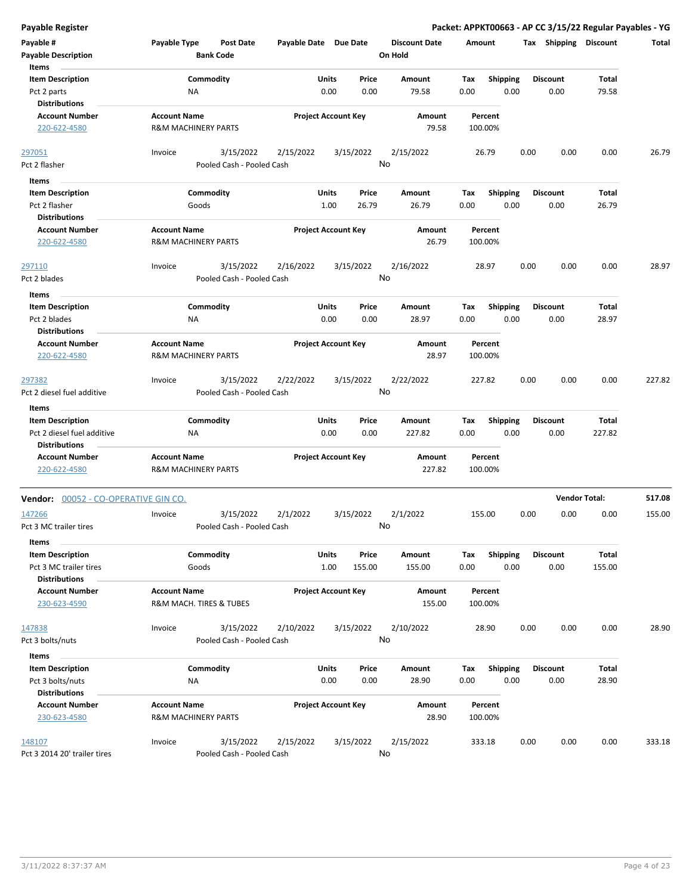| Payable # | Payable Type | Post Date | Payable Date | Due Date | Discount Date | Amount | Tax | Shipping | Discount | Total |
|---|---|---|---|---|---|---|---|---|---|---|
| Payable Description | | Bank Code | | | On Hold | | | | | |

**Items**

| Item Description | Commodity | Units | Price | Amount | Tax | Shipping | Discount | Total |
|---|---|---|---|---|---|---|---|---|
| Pct 2 parts | NA | 0.00 | 0.00 | 79.58 | 0.00 | 0.00 | 0.00 | 79.58 |

**Distributions**

| Account Number | Account Name | Project Account Key | Amount | Percent |
|---|---|---|---|---|
| 220-622-4580 | R&M MACHINERY PARTS | | 79.58 | 100.00% |

| Payable # | Payable Type | Post Date | Payable Date | Due Date | Discount Date | Amount | Tax | Shipping | Discount | Total |
|---|---|---|---|---|---|---|---|---|---|---|
| 297051 | Invoice | 3/15/2022 | 2/15/2022 | 3/15/2022 | 2/15/2022 | 26.79 | 0.00 | 0.00 | 0.00 | 26.79 |
| Pct 2 flasher | | Pooled Cash - Pooled Cash | | | No | | | | | |

**Items**

| Item Description | Commodity | Units | Price | Amount | Tax | Shipping | Discount | Total |
|---|---|---|---|---|---|---|---|---|
| Pct 2 flasher | Goods | 1.00 | 26.79 | 26.79 | 0.00 | 0.00 | 0.00 | 26.79 |

**Distributions**

| Account Number | Account Name | Project Account Key | Amount | Percent |
|---|---|---|---|---|
| 220-622-4580 | R&M MACHINERY PARTS | | 26.79 | 100.00% |

| Payable # | Payable Type | Post Date | Payable Date | Due Date | Discount Date | Amount | Tax | Shipping | Discount | Total |
|---|---|---|---|---|---|---|---|---|---|---|
| 297110 | Invoice | 3/15/2022 | 2/16/2022 | 3/15/2022 | 2/16/2022 | 28.97 | 0.00 | 0.00 | 0.00 | 28.97 |
| Pct 2 blades | | Pooled Cash - Pooled Cash | | | No | | | | | |

**Items**

| Item Description | Commodity | Units | Price | Amount | Tax | Shipping | Discount | Total |
|---|---|---|---|---|---|---|---|---|
| Pct 2 blades | NA | 0.00 | 0.00 | 28.97 | 0.00 | 0.00 | 0.00 | 28.97 |

**Distributions**

| Account Number | Account Name | Project Account Key | Amount | Percent |
|---|---|---|---|---|
| 220-622-4580 | R&M MACHINERY PARTS | | 28.97 | 100.00% |

| Payable # | Payable Type | Post Date | Payable Date | Due Date | Discount Date | Amount | Tax | Shipping | Discount | Total |
|---|---|---|---|---|---|---|---|---|---|---|
| 297382 | Invoice | 3/15/2022 | 2/22/2022 | 3/15/2022 | 2/22/2022 | 227.82 | 0.00 | 0.00 | 0.00 | 227.82 |
| Pct 2 diesel fuel additive | | Pooled Cash - Pooled Cash | | | No | | | | | |

**Items**

| Item Description | Commodity | Units | Price | Amount | Tax | Shipping | Discount | Total |
|---|---|---|---|---|---|---|---|---|
| Pct 2 diesel fuel additive | NA | 0.00 | 0.00 | 227.82 | 0.00 | 0.00 | 0.00 | 227.82 |

**Distributions**

| Account Number | Account Name | Project Account Key | Amount | Percent |
|---|---|---|---|---|
| 220-622-4580 | R&M MACHINERY PARTS | | 227.82 | 100.00% |

**Vendor: 00052 - CO-OPERATIVE GIN CO.** — **Vendor Total: 517.08**

| Payable # | Payable Type | Post Date | Payable Date | Due Date | Discount Date | Amount | Tax | Shipping | Discount | Total |
|---|---|---|---|---|---|---|---|---|---|---|
| 147266 | Invoice | 3/15/2022 | 2/1/2022 | 3/15/2022 | 2/1/2022 | 155.00 | 0.00 | 0.00 | 0.00 | 155.00 |
| Pct 3 MC trailer tires | | Pooled Cash - Pooled Cash | | | No | | | | | |

**Items**

| Item Description | Commodity | Units | Price | Amount | Tax | Shipping | Discount | Total |
|---|---|---|---|---|---|---|---|---|
| Pct 3 MC trailer tires | Goods | 1.00 | 155.00 | 155.00 | 0.00 | 0.00 | 0.00 | 155.00 |

**Distributions**

| Account Number | Account Name | Project Account Key | Amount | Percent |
|---|---|---|---|---|
| 230-623-4590 | R&M MACH. TIRES & TUBES | | 155.00 | 100.00% |

| Payable # | Payable Type | Post Date | Payable Date | Due Date | Discount Date | Amount | Tax | Shipping | Discount | Total |
|---|---|---|---|---|---|---|---|---|---|---|
| 147838 | Invoice | 3/15/2022 | 2/10/2022 | 3/15/2022 | 2/10/2022 | 28.90 | 0.00 | 0.00 | 0.00 | 28.90 |
| Pct 3 bolts/nuts | | Pooled Cash - Pooled Cash | | | No | | | | | |

**Items**

| Item Description | Commodity | Units | Price | Amount | Tax | Shipping | Discount | Total |
|---|---|---|---|---|---|---|---|---|
| Pct 3 bolts/nuts | NA | 0.00 | 0.00 | 28.90 | 0.00 | 0.00 | 0.00 | 28.90 |

**Distributions**

| Account Number | Account Name | Project Account Key | Amount | Percent |
|---|---|---|---|---|
| 230-623-4580 | R&M MACHINERY PARTS | | 28.90 | 100.00% |

| Payable # | Payable Type | Post Date | Payable Date | Due Date | Discount Date | Amount | Tax | Shipping | Discount | Total |
|---|---|---|---|---|---|---|---|---|---|---|
| 148107 | Invoice | 3/15/2022 | 2/15/2022 | 3/15/2022 | 2/15/2022 | 333.18 | 0.00 | 0.00 | 0.00 | 333.18 |
| Pct 3 2014 20' trailer tires | | Pooled Cash - Pooled Cash | | | No | | | | | |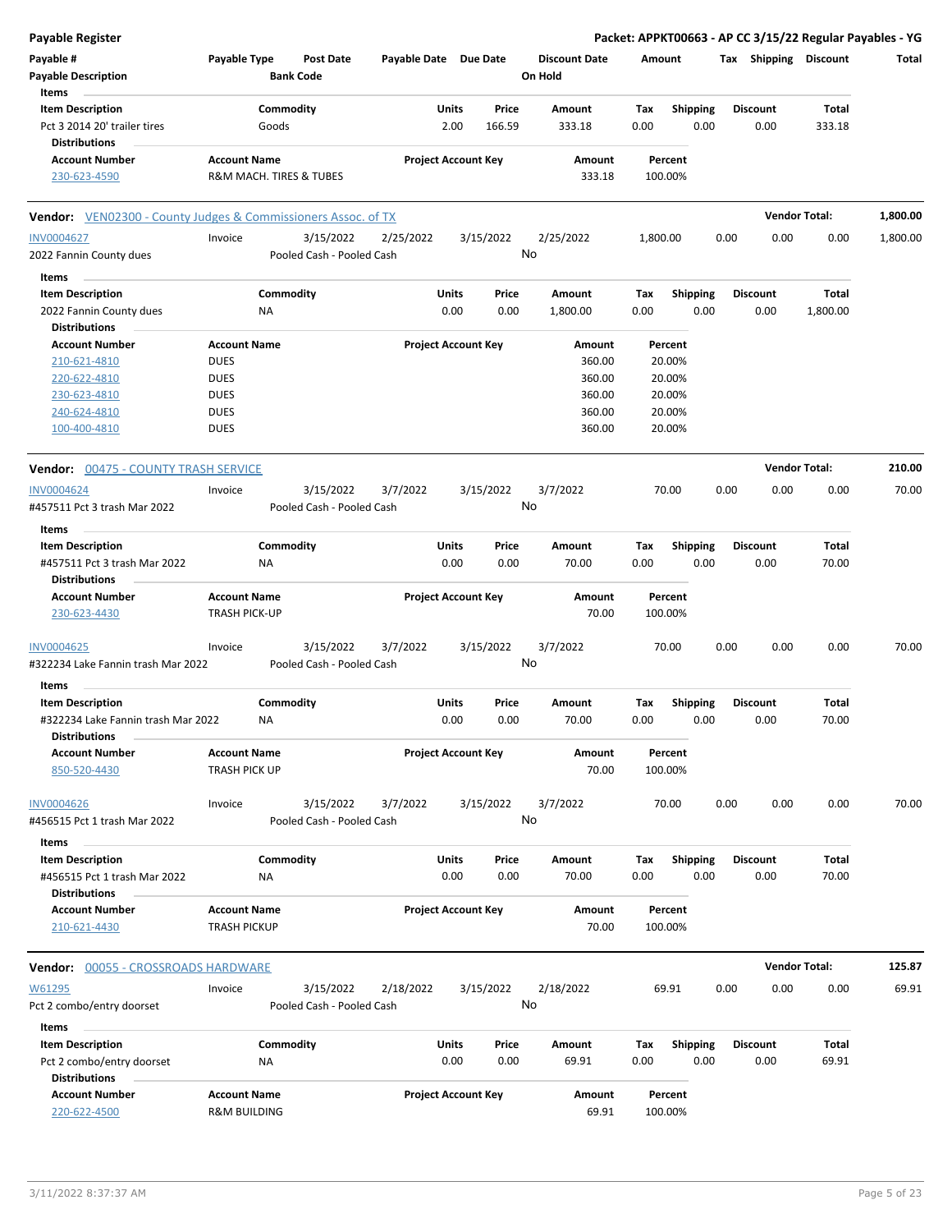# Payable Register

**Packet: APPKT00663 - AP CC 3/15/22 Regular Payables - YG**

| Payable # | Payable Type | Post Date | Payable Date | Due Date | Discount Date | Amount | Tax | Shipping | Discount | Total |
|---|---|---|---|---|---|---|---|---|---|---|
| Payable Description | | Bank Code | | | On Hold | | | | | |

**Items**

| Item Description | Commodity | Units | Price | Amount | Tax | Shipping | Discount | Total |
|---|---|---|---|---|---|---|---|---|
| Pct 3 2014 20' trailer tires | Goods | 2.00 | 166.59 | 333.18 | 0.00 | 0.00 | 0.00 | 333.18 |

**Distributions**

| Account Number | Account Name | Project Account Key | Amount | Percent |
|---|---|---|---|---|
| 230-623-4590 | R&M MACH. TIRES & TUBES | | 333.18 | 100.00% |

---

**Vendor: VEN02300 - County Judges & Commissioners Assoc. of TX** — **Vendor Total: 1,800.00**

| Payable # | Payable Type | Post Date | Payable Date | Due Date | Discount Date | Amount | Tax | Shipping | Discount | Total |
|---|---|---|---|---|---|---|---|---|---|---|
| INV0004627 | Invoice | 3/15/2022 | 2/25/2022 | 3/15/2022 | 2/25/2022 | 1,800.00 | 0.00 | 0.00 | 0.00 | 1,800.00 |
| 2022 Fannin County dues | | Pooled Cash - Pooled Cash | | | No | | | | | |

**Items**

| Item Description | Commodity | Units | Price | Amount | Tax | Shipping | Discount | Total |
|---|---|---|---|---|---|---|---|---|
| 2022 Fannin County dues | NA | 0.00 | 0.00 | 1,800.00 | 0.00 | 0.00 | 0.00 | 1,800.00 |

**Distributions**

| Account Number | Account Name | Project Account Key | Amount | Percent |
|---|---|---|---|---|
| 210-621-4810 | DUES | | 360.00 | 20.00% |
| 220-622-4810 | DUES | | 360.00 | 20.00% |
| 230-623-4810 | DUES | | 360.00 | 20.00% |
| 240-624-4810 | DUES | | 360.00 | 20.00% |
| 100-400-4810 | DUES | | 360.00 | 20.00% |

---

**Vendor: 00475 - COUNTY TRASH SERVICE** — **Vendor Total: 210.00**

| Payable # | Payable Type | Post Date | Payable Date | Due Date | Discount Date | Amount | Tax | Shipping | Discount | Total |
|---|---|---|---|---|---|---|---|---|---|---|
| INV0004624 | Invoice | 3/15/2022 | 3/7/2022 | 3/15/2022 | 3/7/2022 | 70.00 | 0.00 | 0.00 | 0.00 | 70.00 |
| #457511 Pct 3 trash Mar 2022 | | Pooled Cash - Pooled Cash | | | No | | | | | |

**Items**

| Item Description | Commodity | Units | Price | Amount | Tax | Shipping | Discount | Total |
|---|---|---|---|---|---|---|---|---|
| #457511 Pct 3 trash Mar 2022 | NA | 0.00 | 0.00 | 70.00 | 0.00 | 0.00 | 0.00 | 70.00 |

**Distributions**

| Account Number | Account Name | Project Account Key | Amount | Percent |
|---|---|---|---|---|
| 230-623-4430 | TRASH PICK-UP | | 70.00 | 100.00% |

| Payable # | Payable Type | Post Date | Payable Date | Due Date | Discount Date | Amount | Tax | Shipping | Discount | Total |
|---|---|---|---|---|---|---|---|---|---|---|
| INV0004625 | Invoice | 3/15/2022 | 3/7/2022 | 3/15/2022 | 3/7/2022 | 70.00 | 0.00 | 0.00 | 0.00 | 70.00 |
| #322234 Lake Fannin trash Mar 2022 | | Pooled Cash - Pooled Cash | | | No | | | | | |

**Items**

| Item Description | Commodity | Units | Price | Amount | Tax | Shipping | Discount | Total |
|---|---|---|---|---|---|---|---|---|
| #322234 Lake Fannin trash Mar 2022 | NA | 0.00 | 0.00 | 70.00 | 0.00 | 0.00 | 0.00 | 70.00 |

**Distributions**

| Account Number | Account Name | Project Account Key | Amount | Percent |
|---|---|---|---|---|
| 850-520-4430 | TRASH PICK UP | | 70.00 | 100.00% |

| Payable # | Payable Type | Post Date | Payable Date | Due Date | Discount Date | Amount | Tax | Shipping | Discount | Total |
|---|---|---|---|---|---|---|---|---|---|---|
| INV0004626 | Invoice | 3/15/2022 | 3/7/2022 | 3/15/2022 | 3/7/2022 | 70.00 | 0.00 | 0.00 | 0.00 | 70.00 |
| #456515 Pct 1 trash Mar 2022 | | Pooled Cash - Pooled Cash | | | No | | | | | |

**Items**

| Item Description | Commodity | Units | Price | Amount | Tax | Shipping | Discount | Total |
|---|---|---|---|---|---|---|---|---|
| #456515 Pct 1 trash Mar 2022 | NA | 0.00 | 0.00 | 70.00 | 0.00 | 0.00 | 0.00 | 70.00 |

**Distributions**

| Account Number | Account Name | Project Account Key | Amount | Percent |
|---|---|---|---|---|
| 210-621-4430 | TRASH PICKUP | | 70.00 | 100.00% |

---

**Vendor: 00055 - CROSSROADS HARDWARE** — **Vendor Total: 125.87**

| Payable # | Payable Type | Post Date | Payable Date | Due Date | Discount Date | Amount | Tax | Shipping | Discount | Total |
|---|---|---|---|---|---|---|---|---|---|---|
| W61295 | Invoice | 3/15/2022 | 2/18/2022 | 3/15/2022 | 2/18/2022 | 69.91 | 0.00 | 0.00 | 0.00 | 69.91 |
| Pct 2 combo/entry doorset | | Pooled Cash - Pooled Cash | | | No | | | | | |

**Items**

| Item Description | Commodity | Units | Price | Amount | Tax | Shipping | Discount | Total |
|---|---|---|---|---|---|---|---|---|
| Pct 2 combo/entry doorset | NA | 0.00 | 0.00 | 69.91 | 0.00 | 0.00 | 0.00 | 69.91 |

**Distributions**

| Account Number | Account Name | Project Account Key | Amount | Percent |
|---|---|---|---|---|
| 220-622-4500 | R&M BUILDING | | 69.91 | 100.00% |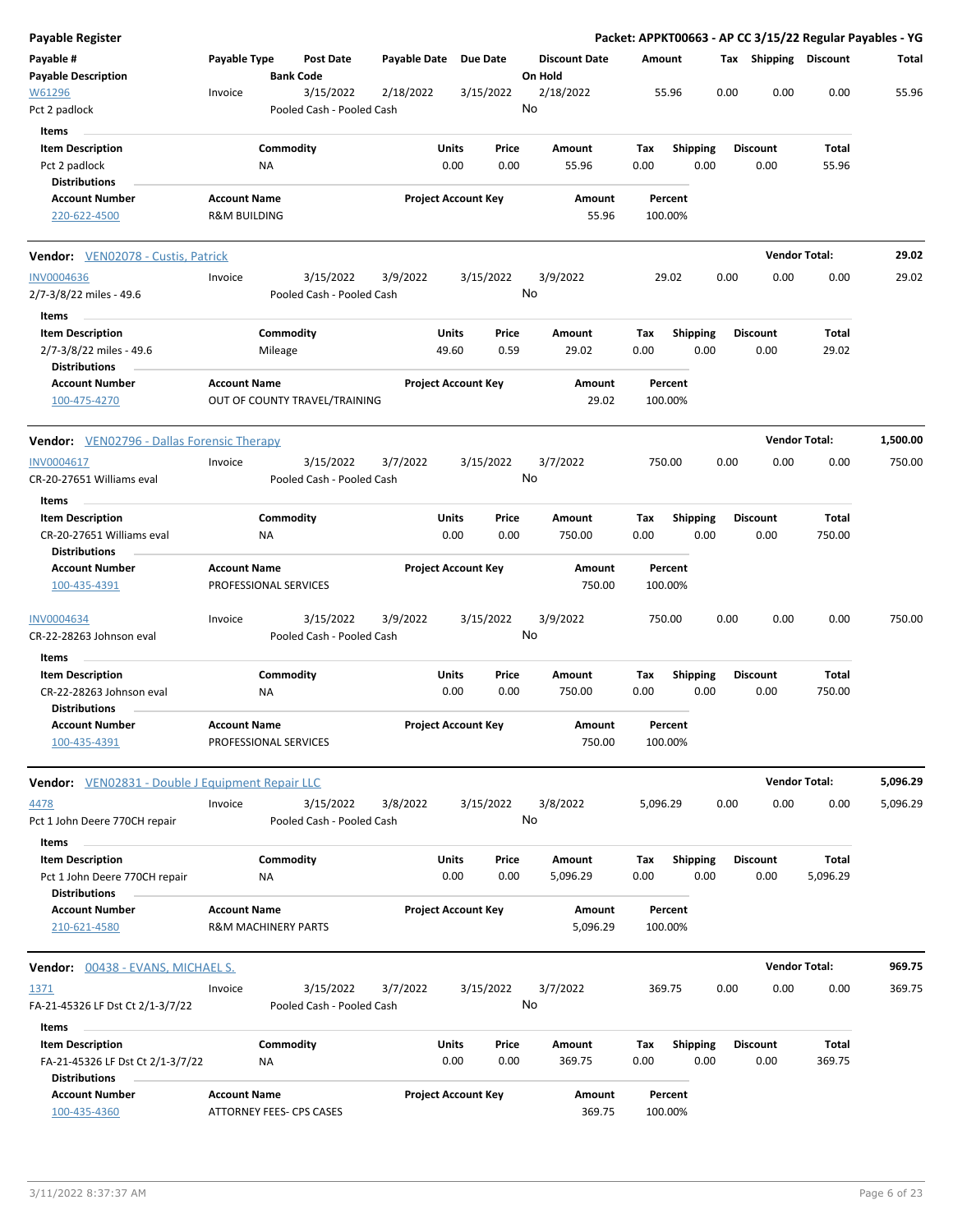**Payable Register** — Packet: APPKT00663 - AP CC 3/15/22 Regular Payables - YG

| Payable # | Payable Type | Post Date | Payable Date | Due Date | Discount Date | Amount | Tax | Shipping | Discount | Total |
|---|---|---|---|---|---|---|---|---|---|---|
| **Payable Description** | | **Bank Code** | | | **On Hold** | | | | | |
| W61296 | Invoice | 3/15/2022 | 2/18/2022 | 3/15/2022 | 2/18/2022 | 55.96 | 0.00 | 0.00 | 0.00 | 55.96 |
| Pct 2 padlock | | Pooled Cash - Pooled Cash | | | No | | | | | |

**Items**

| Item Description | Commodity | Units | Price | Amount | Tax | Shipping | Discount | Total |
|---|---|---|---|---|---|---|---|---|
| Pct 2 padlock | NA | 0.00 | 0.00 | 55.96 | 0.00 | 0.00 | 0.00 | 55.96 |

**Distributions**

| Account Number | Account Name | Project Account Key | Amount | Percent |
|---|---|---|---|---|
| 220-622-4500 | R&M BUILDING | | 55.96 | 100.00% |

---

**Vendor:** VEN02078 - Custis, Patrick — **Vendor Total: 29.02**

| Payable # | Payable Type | Post Date | Payable Date | Due Date | Discount Date | Amount | Tax | Shipping | Discount | Total |
|---|---|---|---|---|---|---|---|---|---|---|
| INV0004636 | Invoice | 3/15/2022 | 3/9/2022 | 3/15/2022 | 3/9/2022 | 29.02 | 0.00 | 0.00 | 0.00 | 29.02 |
| 2/7-3/8/22 miles - 49.6 | | Pooled Cash - Pooled Cash | | | No | | | | | |

**Items**

| Item Description | Commodity | Units | Price | Amount | Tax | Shipping | Discount | Total |
|---|---|---|---|---|---|---|---|---|
| 2/7-3/8/22 miles - 49.6 | Mileage | 49.60 | 0.59 | 29.02 | 0.00 | 0.00 | 0.00 | 29.02 |

**Distributions**

| Account Number | Account Name | Project Account Key | Amount | Percent |
|---|---|---|---|---|
| 100-475-4270 | OUT OF COUNTY TRAVEL/TRAINING | | 29.02 | 100.00% |

---

**Vendor:** VEN02796 - Dallas Forensic Therapy — **Vendor Total: 1,500.00**

| Payable # | Payable Type | Post Date | Payable Date | Due Date | Discount Date | Amount | Tax | Shipping | Discount | Total |
|---|---|---|---|---|---|---|---|---|---|---|
| INV0004617 | Invoice | 3/15/2022 | 3/7/2022 | 3/15/2022 | 3/7/2022 | 750.00 | 0.00 | 0.00 | 0.00 | 750.00 |
| CR-20-27651 Williams eval | | Pooled Cash - Pooled Cash | | | No | | | | | |

**Items**

| Item Description | Commodity | Units | Price | Amount | Tax | Shipping | Discount | Total |
|---|---|---|---|---|---|---|---|---|
| CR-20-27651 Williams eval | NA | 0.00 | 0.00 | 750.00 | 0.00 | 0.00 | 0.00 | 750.00 |

**Distributions**

| Account Number | Account Name | Project Account Key | Amount | Percent |
|---|---|---|---|---|
| 100-435-4391 | PROFESSIONAL SERVICES | | 750.00 | 100.00% |

| Payable # | Payable Type | Post Date | Payable Date | Due Date | Discount Date | Amount | Tax | Shipping | Discount | Total |
|---|---|---|---|---|---|---|---|---|---|---|
| INV0004634 | Invoice | 3/15/2022 | 3/9/2022 | 3/15/2022 | 3/9/2022 | 750.00 | 0.00 | 0.00 | 0.00 | 750.00 |
| CR-22-28263 Johnson eval | | Pooled Cash - Pooled Cash | | | No | | | | | |

**Items**

| Item Description | Commodity | Units | Price | Amount | Tax | Shipping | Discount | Total |
|---|---|---|---|---|---|---|---|---|
| CR-22-28263 Johnson eval | NA | 0.00 | 0.00 | 750.00 | 0.00 | 0.00 | 0.00 | 750.00 |

**Distributions**

| Account Number | Account Name | Project Account Key | Amount | Percent |
|---|---|---|---|---|
| 100-435-4391 | PROFESSIONAL SERVICES | | 750.00 | 100.00% |

---

**Vendor:** VEN02831 - Double J Equipment Repair LLC — **Vendor Total: 5,096.29**

| Payable # | Payable Type | Post Date | Payable Date | Due Date | Discount Date | Amount | Tax | Shipping | Discount | Total |
|---|---|---|---|---|---|---|---|---|---|---|
| 4478 | Invoice | 3/15/2022 | 3/8/2022 | 3/15/2022 | 3/8/2022 | 5,096.29 | 0.00 | 0.00 | 0.00 | 5,096.29 |
| Pct 1 John Deere 770CH repair | | Pooled Cash - Pooled Cash | | | No | | | | | |

**Items**

| Item Description | Commodity | Units | Price | Amount | Tax | Shipping | Discount | Total |
|---|---|---|---|---|---|---|---|---|
| Pct 1 John Deere 770CH repair | NA | 0.00 | 0.00 | 5,096.29 | 0.00 | 0.00 | 0.00 | 5,096.29 |

**Distributions**

| Account Number | Account Name | Project Account Key | Amount | Percent |
|---|---|---|---|---|
| 210-621-4580 | R&M MACHINERY PARTS | | 5,096.29 | 100.00% |

---

**Vendor:** 00438 - EVANS, MICHAEL S. — **Vendor Total: 969.75**

| Payable # | Payable Type | Post Date | Payable Date | Due Date | Discount Date | Amount | Tax | Shipping | Discount | Total |
|---|---|---|---|---|---|---|---|---|---|---|
| 1371 | Invoice | 3/15/2022 | 3/7/2022 | 3/15/2022 | 3/7/2022 | 369.75 | 0.00 | 0.00 | 0.00 | 369.75 |
| FA-21-45326 LF Dst Ct 2/1-3/7/22 | | Pooled Cash - Pooled Cash | | | No | | | | | |

**Items**

| Item Description | Commodity | Units | Price | Amount | Tax | Shipping | Discount | Total |
|---|---|---|---|---|---|---|---|---|
| FA-21-45326 LF Dst Ct 2/1-3/7/22 | NA | 0.00 | 0.00 | 369.75 | 0.00 | 0.00 | 0.00 | 369.75 |

**Distributions**

| Account Number | Account Name | Project Account Key | Amount | Percent |
|---|---|---|---|---|
| 100-435-4360 | ATTORNEY FEES- CPS CASES | | 369.75 | 100.00% |

3/11/2022 8:37:37 AM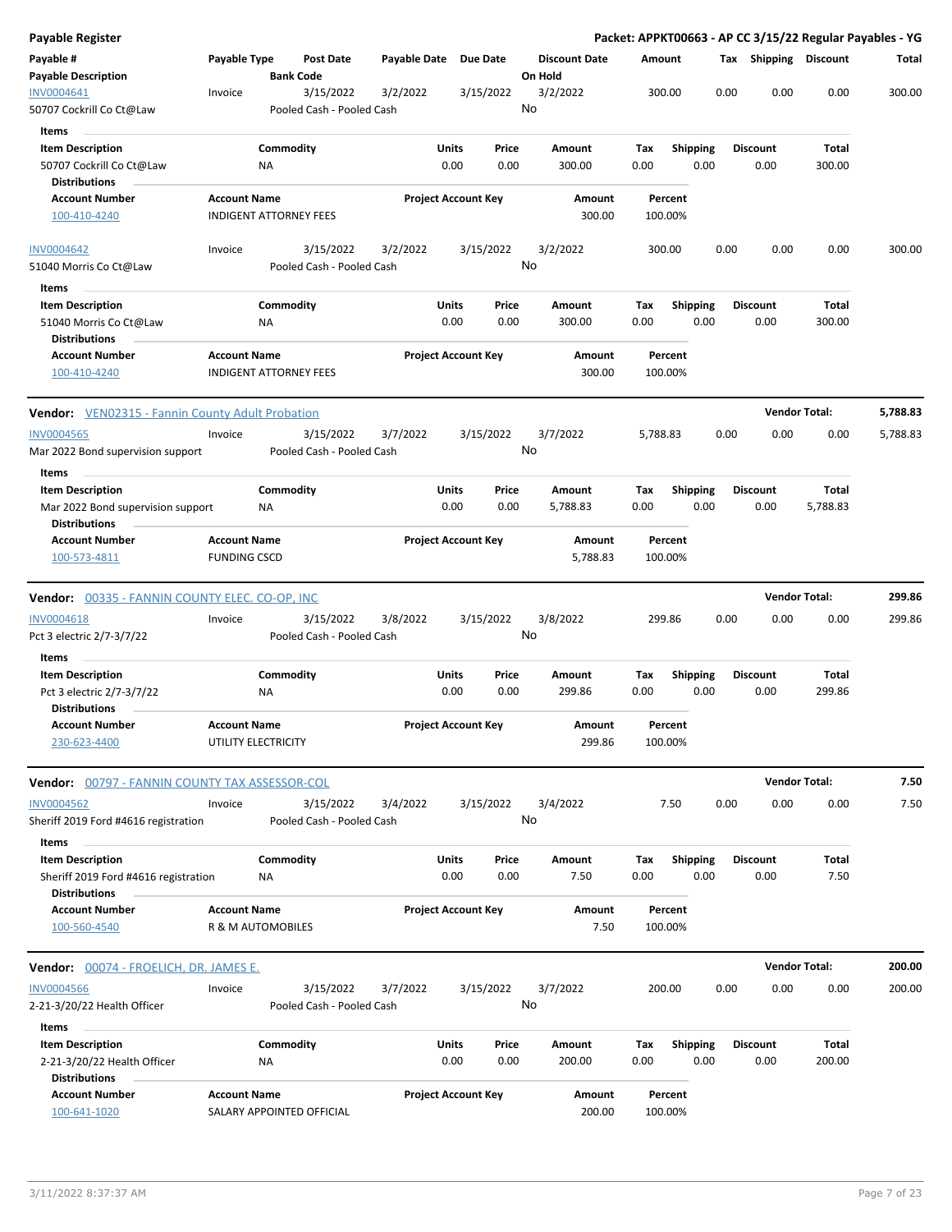**Payable Register** — **Packet: APPKT00663 - AP CC 3/15/22 Regular Payables - YG**

| Payable # / Payable Description | Payable Type | Post Date / Bank Code | Payable Date | Due Date | Discount Date / On Hold | Amount | Tax | Shipping | Discount | Total |
|---|---|---|---|---|---|---|---|---|---|---|
| INV0004641 | Invoice | 3/15/2022 | 3/2/2022 | 3/15/2022 | 3/2/2022 | 300.00 | 0.00 | 0.00 | 0.00 | 300.00 |
| 50707 Cockrill Co Ct@Law | | Pooled Cash - Pooled Cash | | | No | | | | | |

Items

| Item Description | Commodity | Units | Price | Amount | Tax | Shipping | Discount | Total |
|---|---|---|---|---|---|---|---|---|
| 50707 Cockrill Co Ct@Law | NA | 0.00 | 0.00 | 300.00 | 0.00 | 0.00 | 0.00 | 300.00 |

Distributions

| Account Number | Account Name | Project Account Key | Amount | Percent |
|---|---|---|---|---|
| 100-410-4240 | INDIGENT ATTORNEY FEES | | 300.00 | 100.00% |

| Payable # / Payable Description | Payable Type | Post Date / Bank Code | Payable Date | Due Date | Discount Date / On Hold | Amount | Tax | Shipping | Discount | Total |
|---|---|---|---|---|---|---|---|---|---|---|
| INV0004642 | Invoice | 3/15/2022 | 3/2/2022 | 3/15/2022 | 3/2/2022 | 300.00 | 0.00 | 0.00 | 0.00 | 300.00 |
| 51040 Morris Co Ct@Law | | Pooled Cash - Pooled Cash | | | No | | | | | |

Items

| Item Description | Commodity | Units | Price | Amount | Tax | Shipping | Discount | Total |
|---|---|---|---|---|---|---|---|---|
| 51040 Morris Co Ct@Law | NA | 0.00 | 0.00 | 300.00 | 0.00 | 0.00 | 0.00 | 300.00 |

Distributions

| Account Number | Account Name | Project Account Key | Amount | Percent |
|---|---|---|---|---|
| 100-410-4240 | INDIGENT ATTORNEY FEES | | 300.00 | 100.00% |

**Vendor: VEN02315 - Fannin County Adult Probation** — **Vendor Total: 5,788.83**

| Payable # / Payable Description | Payable Type | Post Date / Bank Code | Payable Date | Due Date | Discount Date / On Hold | Amount | Tax | Shipping | Discount | Total |
|---|---|---|---|---|---|---|---|---|---|---|
| INV0004565 | Invoice | 3/15/2022 | 3/7/2022 | 3/15/2022 | 3/7/2022 | 5,788.83 | 0.00 | 0.00 | 0.00 | 5,788.83 |
| Mar 2022 Bond supervision support | | Pooled Cash - Pooled Cash | | | No | | | | | |

Items

| Item Description | Commodity | Units | Price | Amount | Tax | Shipping | Discount | Total |
|---|---|---|---|---|---|---|---|---|
| Mar 2022 Bond supervision support | NA | 0.00 | 0.00 | 5,788.83 | 0.00 | 0.00 | 0.00 | 5,788.83 |

Distributions

| Account Number | Account Name | Project Account Key | Amount | Percent |
|---|---|---|---|---|
| 100-573-4811 | FUNDING CSCD | | 5,788.83 | 100.00% |

**Vendor: 00335 - FANNIN COUNTY ELEC. CO-OP, INC** — **Vendor Total: 299.86**

| Payable # / Payable Description | Payable Type | Post Date / Bank Code | Payable Date | Due Date | Discount Date / On Hold | Amount | Tax | Shipping | Discount | Total |
|---|---|---|---|---|---|---|---|---|---|---|
| INV0004618 | Invoice | 3/15/2022 | 3/8/2022 | 3/15/2022 | 3/8/2022 | 299.86 | 0.00 | 0.00 | 0.00 | 299.86 |
| Pct 3 electric 2/7-3/7/22 | | Pooled Cash - Pooled Cash | | | No | | | | | |

Items

| Item Description | Commodity | Units | Price | Amount | Tax | Shipping | Discount | Total |
|---|---|---|---|---|---|---|---|---|
| Pct 3 electric 2/7-3/7/22 | NA | 0.00 | 0.00 | 299.86 | 0.00 | 0.00 | 0.00 | 299.86 |

Distributions

| Account Number | Account Name | Project Account Key | Amount | Percent |
|---|---|---|---|---|
| 230-623-4400 | UTILITY ELECTRICITY | | 299.86 | 100.00% |

**Vendor: 00797 - FANNIN COUNTY TAX ASSESSOR-COL** — **Vendor Total: 7.50**

| Payable # / Payable Description | Payable Type | Post Date / Bank Code | Payable Date | Due Date | Discount Date / On Hold | Amount | Tax | Shipping | Discount | Total |
|---|---|---|---|---|---|---|---|---|---|---|
| INV0004562 | Invoice | 3/15/2022 | 3/4/2022 | 3/15/2022 | 3/4/2022 | 7.50 | 0.00 | 0.00 | 0.00 | 7.50 |
| Sheriff 2019 Ford #4616 registration | | Pooled Cash - Pooled Cash | | | No | | | | | |

Items

| Item Description | Commodity | Units | Price | Amount | Tax | Shipping | Discount | Total |
|---|---|---|---|---|---|---|---|---|
| Sheriff 2019 Ford #4616 registration | NA | 0.00 | 0.00 | 7.50 | 0.00 | 0.00 | 0.00 | 7.50 |

Distributions

| Account Number | Account Name | Project Account Key | Amount | Percent |
|---|---|---|---|---|
| 100-560-4540 | R & M AUTOMOBILES | | 7.50 | 100.00% |

**Vendor: 00074 - FROELICH, DR. JAMES E.** — **Vendor Total: 200.00**

| Payable # / Payable Description | Payable Type | Post Date / Bank Code | Payable Date | Due Date | Discount Date / On Hold | Amount | Tax | Shipping | Discount | Total |
|---|---|---|---|---|---|---|---|---|---|---|
| INV0004566 | Invoice | 3/15/2022 | 3/7/2022 | 3/15/2022 | 3/7/2022 | 200.00 | 0.00 | 0.00 | 0.00 | 200.00 |
| 2-21-3/20/22 Health Officer | | Pooled Cash - Pooled Cash | | | No | | | | | |

Items

| Item Description | Commodity | Units | Price | Amount | Tax | Shipping | Discount | Total |
|---|---|---|---|---|---|---|---|---|
| 2-21-3/20/22 Health Officer | NA | 0.00 | 0.00 | 200.00 | 0.00 | 0.00 | 0.00 | 200.00 |

Distributions

| Account Number | Account Name | Project Account Key | Amount | Percent |
|---|---|---|---|---|
| 100-641-1020 | SALARY APPOINTED OFFICIAL | | 200.00 | 100.00% |

3/11/2022 8:37:37 AM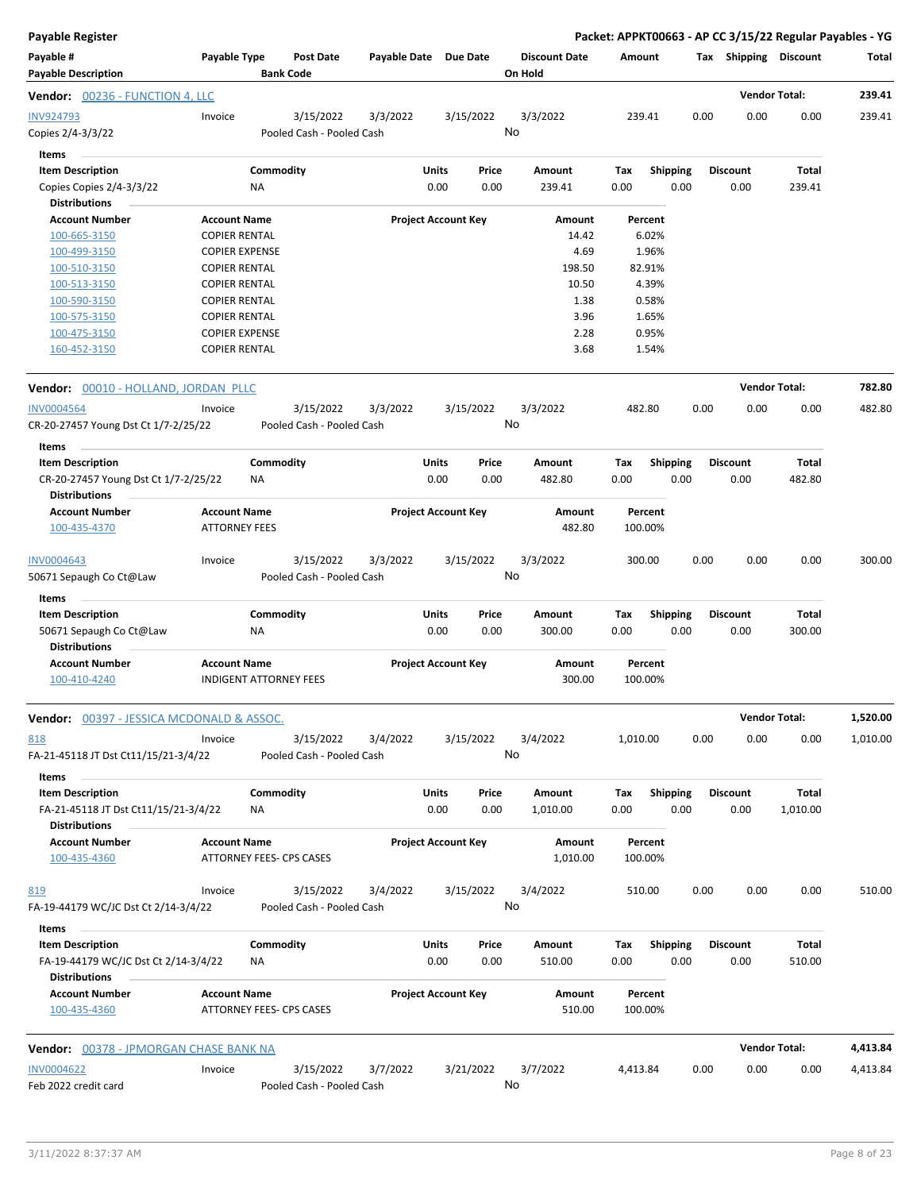**Payable Register** — **Packet: APPKT00663 - AP CC 3/15/22 Regular Payables - YG**

| Payable # | Payable Type | Post Date | Payable Date | Due Date | Discount Date | Amount | Tax | Shipping | Discount | Total |
|---|---|---|---|---|---|---|---|---|---|---|
| **Payable Description** | | **Bank Code** | | | **On Hold** | | | | | |

## Vendor: 00236 - FUNCTION 4, LLC — Vendor Total: 239.41

| Payable # | Payable Type | Post Date | Payable Date | Due Date | Discount Date | Amount | Tax | Shipping | Discount | Total |
|---|---|---|---|---|---|---|---|---|---|---|
| INV924793 | Invoice | 3/15/2022 | 3/3/2022 | 3/15/2022 | 3/3/2022 | 239.41 | 0.00 | 0.00 | 0.00 | 239.41 |
| Copies 2/4-3/3/22 | | Pooled Cash - Pooled Cash | | | No | | | | | |

**Items**

| Item Description | Commodity | Units | Price | Amount | Tax | Shipping | Discount | Total |
|---|---|---|---|---|---|---|---|---|
| Copies Copies 2/4-3/3/22 | NA | 0.00 | 0.00 | 239.41 | 0.00 | 0.00 | 0.00 | 239.41 |

**Distributions**

| Account Number | Account Name | Project Account Key | Amount | Percent |
|---|---|---|---|---|
| 100-665-3150 | COPIER RENTAL | | 14.42 | 6.02% |
| 100-499-3150 | COPIER EXPENSE | | 4.69 | 1.96% |
| 100-510-3150 | COPIER RENTAL | | 198.50 | 82.91% |
| 100-513-3150 | COPIER RENTAL | | 10.50 | 4.39% |
| 100-590-3150 | COPIER RENTAL | | 1.38 | 0.58% |
| 100-575-3150 | COPIER RENTAL | | 3.96 | 1.65% |
| 100-475-3150 | COPIER EXPENSE | | 2.28 | 0.95% |
| 160-452-3150 | COPIER RENTAL | | 3.68 | 1.54% |

## Vendor: 00010 - HOLLAND, JORDAN PLLC — Vendor Total: 782.80

| Payable # | Payable Type | Post Date | Payable Date | Due Date | Discount Date | Amount | Tax | Shipping | Discount | Total |
|---|---|---|---|---|---|---|---|---|---|---|
| INV0004564 | Invoice | 3/15/2022 | 3/3/2022 | 3/15/2022 | 3/3/2022 | 482.80 | 0.00 | 0.00 | 0.00 | 482.80 |
| CR-20-27457 Young Dst Ct 1/7-2/25/22 | | Pooled Cash - Pooled Cash | | | No | | | | | |

**Items**

| Item Description | Commodity | Units | Price | Amount | Tax | Shipping | Discount | Total |
|---|---|---|---|---|---|---|---|---|
| CR-20-27457 Young Dst Ct 1/7-2/25/22 | NA | 0.00 | 0.00 | 482.80 | 0.00 | 0.00 | 0.00 | 482.80 |

**Distributions**

| Account Number | Account Name | Project Account Key | Amount | Percent |
|---|---|---|---|---|
| 100-435-4370 | ATTORNEY FEES | | 482.80 | 100.00% |

| Payable # | Payable Type | Post Date | Payable Date | Due Date | Discount Date | Amount | Tax | Shipping | Discount | Total |
|---|---|---|---|---|---|---|---|---|---|---|
| INV0004643 | Invoice | 3/15/2022 | 3/3/2022 | 3/15/2022 | 3/3/2022 | 300.00 | 0.00 | 0.00 | 0.00 | 300.00 |
| 50671 Sepaugh Co Ct@Law | | Pooled Cash - Pooled Cash | | | No | | | | | |

**Items**

| Item Description | Commodity | Units | Price | Amount | Tax | Shipping | Discount | Total |
|---|---|---|---|---|---|---|---|---|
| 50671 Sepaugh Co Ct@Law | NA | 0.00 | 0.00 | 300.00 | 0.00 | 0.00 | 0.00 | 300.00 |

**Distributions**

| Account Number | Account Name | Project Account Key | Amount | Percent |
|---|---|---|---|---|
| 100-410-4240 | INDIGENT ATTORNEY FEES | | 300.00 | 100.00% |

## Vendor: 00397 - JESSICA MCDONALD & ASSOC. — Vendor Total: 1,520.00

| Payable # | Payable Type | Post Date | Payable Date | Due Date | Discount Date | Amount | Tax | Shipping | Discount | Total |
|---|---|---|---|---|---|---|---|---|---|---|
| 818 | Invoice | 3/15/2022 | 3/4/2022 | 3/15/2022 | 3/4/2022 | 1,010.00 | 0.00 | 0.00 | 0.00 | 1,010.00 |
| FA-21-45118 JT Dst Ct11/15/21-3/4/22 | | Pooled Cash - Pooled Cash | | | No | | | | | |

**Items**

| Item Description | Commodity | Units | Price | Amount | Tax | Shipping | Discount | Total |
|---|---|---|---|---|---|---|---|---|
| FA-21-45118 JT Dst Ct11/15/21-3/4/22 | NA | 0.00 | 0.00 | 1,010.00 | 0.00 | 0.00 | 0.00 | 1,010.00 |

**Distributions**

| Account Number | Account Name | Project Account Key | Amount | Percent |
|---|---|---|---|---|
| 100-435-4360 | ATTORNEY FEES- CPS CASES | | 1,010.00 | 100.00% |

| Payable # | Payable Type | Post Date | Payable Date | Due Date | Discount Date | Amount | Tax | Shipping | Discount | Total |
|---|---|---|---|---|---|---|---|---|---|---|
| 819 | Invoice | 3/15/2022 | 3/4/2022 | 3/15/2022 | 3/4/2022 | 510.00 | 0.00 | 0.00 | 0.00 | 510.00 |
| FA-19-44179 WC/JC Dst Ct 2/14-3/4/22 | | Pooled Cash - Pooled Cash | | | No | | | | | |

**Items**

| Item Description | Commodity | Units | Price | Amount | Tax | Shipping | Discount | Total |
|---|---|---|---|---|---|---|---|---|
| FA-19-44179 WC/JC Dst Ct 2/14-3/4/22 | NA | 0.00 | 0.00 | 510.00 | 0.00 | 0.00 | 0.00 | 510.00 |

**Distributions**

| Account Number | Account Name | Project Account Key | Amount | Percent |
|---|---|---|---|---|
| 100-435-4360 | ATTORNEY FEES- CPS CASES | | 510.00 | 100.00% |

## Vendor: 00378 - JPMORGAN CHASE BANK NA — Vendor Total: 4,413.84

| Payable # | Payable Type | Post Date | Payable Date | Due Date | Discount Date | Amount | Tax | Shipping | Discount | Total |
|---|---|---|---|---|---|---|---|---|---|---|
| INV0004622 | Invoice | 3/15/2022 | 3/7/2022 | 3/21/2022 | 3/7/2022 | 4,413.84 | 0.00 | 0.00 | 0.00 | 4,413.84 |
| Feb 2022 credit card | | Pooled Cash - Pooled Cash | | | No | | | | | |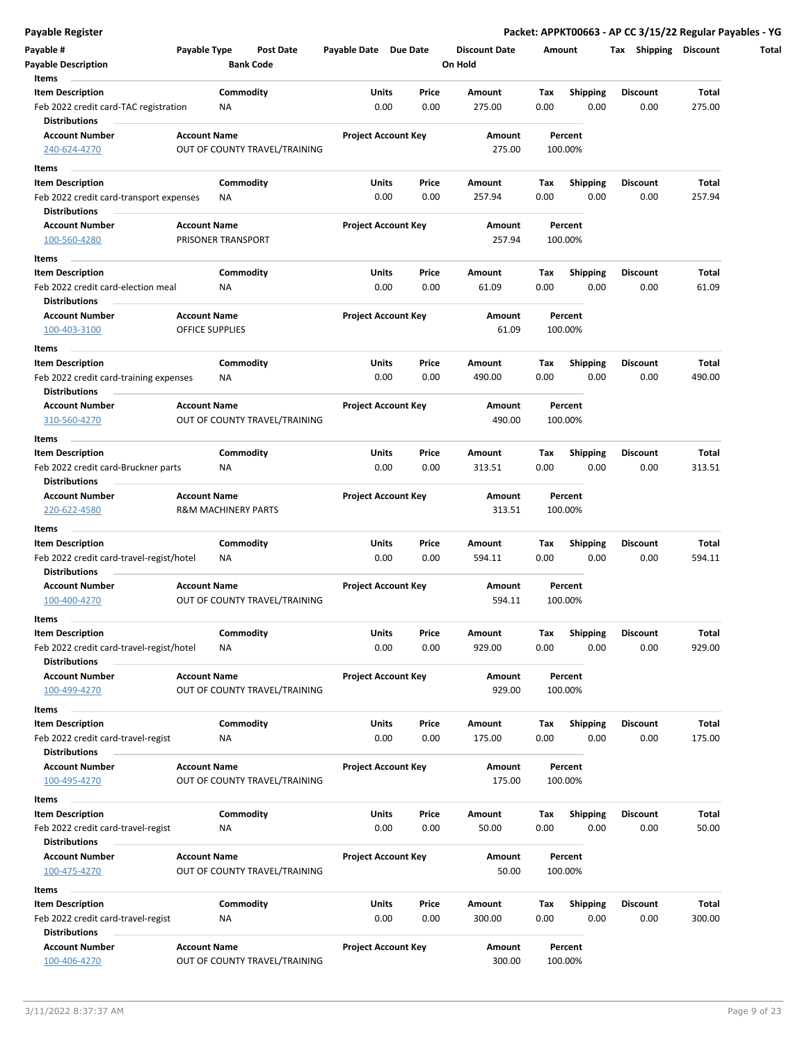**Payable Register** **Packet: APPKT00663 - AP CC 3/15/22 Regular Payables - YG**

| Payable # | Payable Type | Post Date | Payable Date | Due Date | Discount Date | Amount | Tax | Shipping | Discount | Total |
|---|---|---|---|---|---|---|---|---|---|---|
| Payable Description | | Bank Code | | | On Hold | | | | | |

**Items**

| Item Description | Commodity | Units | Price | Amount | Tax | Shipping | Discount | Total |
|---|---|---|---|---|---|---|---|---|
| Feb 2022 credit card-TAC registration | NA | 0.00 | 0.00 | 275.00 | 0.00 | 0.00 | 0.00 | 275.00 |

**Distributions**

| Account Number | Account Name | Project Account Key | Amount | Percent |
|---|---|---|---|---|
| 240-624-4270 | OUT OF COUNTY TRAVEL/TRAINING | | 275.00 | 100.00% |

**Items**

| Item Description | Commodity | Units | Price | Amount | Tax | Shipping | Discount | Total |
|---|---|---|---|---|---|---|---|---|
| Feb 2022 credit card-transport expenses | NA | 0.00 | 0.00 | 257.94 | 0.00 | 0.00 | 0.00 | 257.94 |

**Distributions**

| Account Number | Account Name | Project Account Key | Amount | Percent |
|---|---|---|---|---|
| 100-560-4280 | PRISONER TRANSPORT | | 257.94 | 100.00% |

**Items**

| Item Description | Commodity | Units | Price | Amount | Tax | Shipping | Discount | Total |
|---|---|---|---|---|---|---|---|---|
| Feb 2022 credit card-election meal | NA | 0.00 | 0.00 | 61.09 | 0.00 | 0.00 | 0.00 | 61.09 |

**Distributions**

| Account Number | Account Name | Project Account Key | Amount | Percent |
|---|---|---|---|---|
| 100-403-3100 | OFFICE SUPPLIES | | 61.09 | 100.00% |

**Items**

| Item Description | Commodity | Units | Price | Amount | Tax | Shipping | Discount | Total |
|---|---|---|---|---|---|---|---|---|
| Feb 2022 credit card-training expenses | NA | 0.00 | 0.00 | 490.00 | 0.00 | 0.00 | 0.00 | 490.00 |

**Distributions**

| Account Number | Account Name | Project Account Key | Amount | Percent |
|---|---|---|---|---|
| 310-560-4270 | OUT OF COUNTY TRAVEL/TRAINING | | 490.00 | 100.00% |

**Items**

| Item Description | Commodity | Units | Price | Amount | Tax | Shipping | Discount | Total |
|---|---|---|---|---|---|---|---|---|
| Feb 2022 credit card-Bruckner parts | NA | 0.00 | 0.00 | 313.51 | 0.00 | 0.00 | 0.00 | 313.51 |

**Distributions**

| Account Number | Account Name | Project Account Key | Amount | Percent |
|---|---|---|---|---|
| 220-622-4580 | R&M MACHINERY PARTS | | 313.51 | 100.00% |

**Items**

| Item Description | Commodity | Units | Price | Amount | Tax | Shipping | Discount | Total |
|---|---|---|---|---|---|---|---|---|
| Feb 2022 credit card-travel-regist/hotel | NA | 0.00 | 0.00 | 594.11 | 0.00 | 0.00 | 0.00 | 594.11 |

**Distributions**

| Account Number | Account Name | Project Account Key | Amount | Percent |
|---|---|---|---|---|
| 100-400-4270 | OUT OF COUNTY TRAVEL/TRAINING | | 594.11 | 100.00% |

**Items**

| Item Description | Commodity | Units | Price | Amount | Tax | Shipping | Discount | Total |
|---|---|---|---|---|---|---|---|---|
| Feb 2022 credit card-travel-regist/hotel | NA | 0.00 | 0.00 | 929.00 | 0.00 | 0.00 | 0.00 | 929.00 |

**Distributions**

| Account Number | Account Name | Project Account Key | Amount | Percent |
|---|---|---|---|---|
| 100-499-4270 | OUT OF COUNTY TRAVEL/TRAINING | | 929.00 | 100.00% |

**Items**

| Item Description | Commodity | Units | Price | Amount | Tax | Shipping | Discount | Total |
|---|---|---|---|---|---|---|---|---|
| Feb 2022 credit card-travel-regist | NA | 0.00 | 0.00 | 175.00 | 0.00 | 0.00 | 0.00 | 175.00 |

**Distributions**

| Account Number | Account Name | Project Account Key | Amount | Percent |
|---|---|---|---|---|
| 100-495-4270 | OUT OF COUNTY TRAVEL/TRAINING | | 175.00 | 100.00% |

**Items**

| Item Description | Commodity | Units | Price | Amount | Tax | Shipping | Discount | Total |
|---|---|---|---|---|---|---|---|---|
| Feb 2022 credit card-travel-regist | NA | 0.00 | 0.00 | 50.00 | 0.00 | 0.00 | 0.00 | 50.00 |

**Distributions**

| Account Number | Account Name | Project Account Key | Amount | Percent |
|---|---|---|---|---|
| 100-475-4270 | OUT OF COUNTY TRAVEL/TRAINING | | 50.00 | 100.00% |

**Items**

| Item Description | Commodity | Units | Price | Amount | Tax | Shipping | Discount | Total |
|---|---|---|---|---|---|---|---|---|
| Feb 2022 credit card-travel-regist | NA | 0.00 | 0.00 | 300.00 | 0.00 | 0.00 | 0.00 | 300.00 |

**Distributions**

| Account Number | Account Name | Project Account Key | Amount | Percent |
|---|---|---|---|---|
| 100-406-4270 | OUT OF COUNTY TRAVEL/TRAINING | | 300.00 | 100.00% |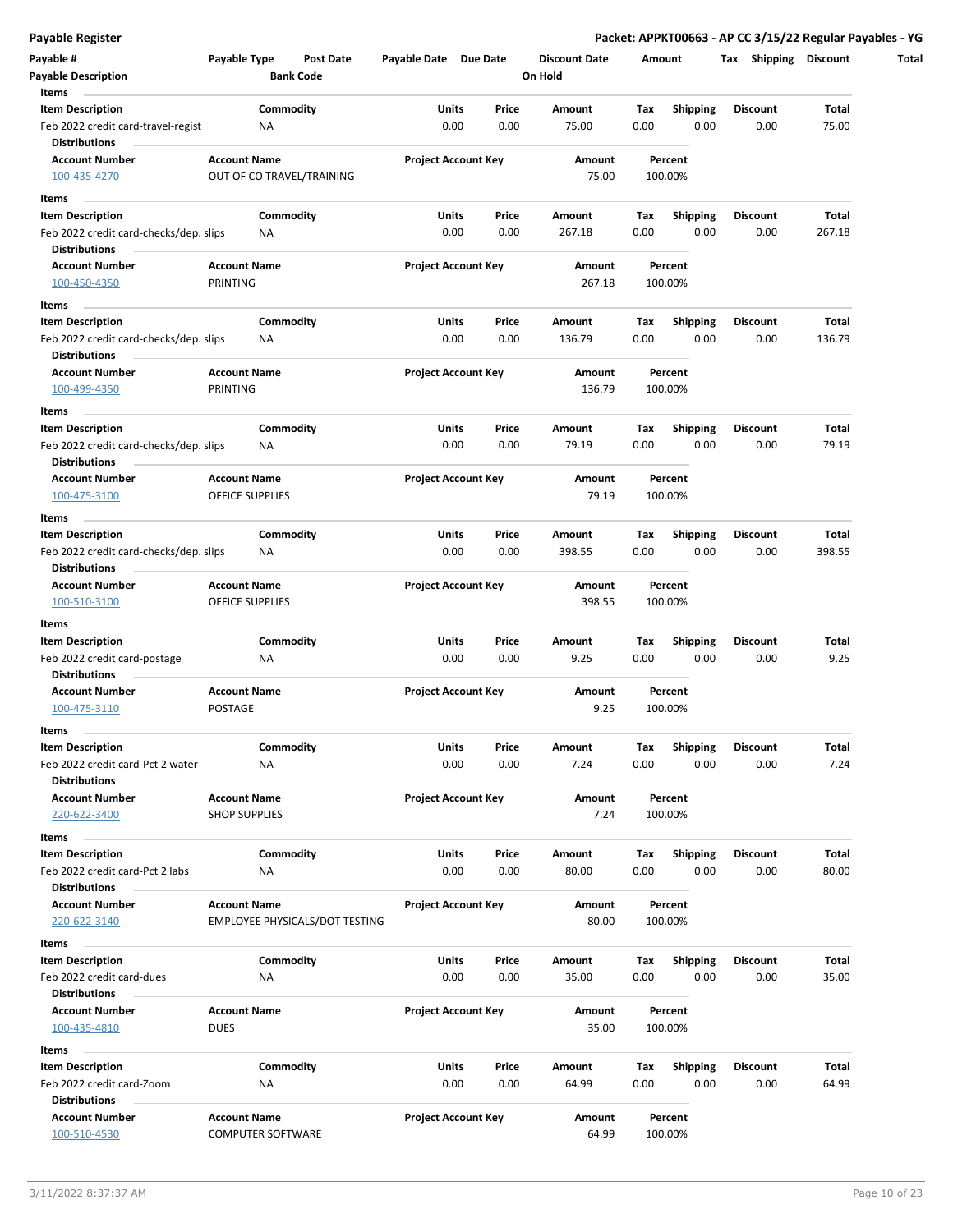| Payable # | Payable Type | Post Date | Payable Date | Due Date | Discount Date | Amount | Tax | Shipping | Discount | Total |
|---|---|---|---|---|---|---|---|---|---|---|
| Payable Description | | Bank Code | | | On Hold | | | | | |

**Items**

| Item Description | Commodity | Units | Price | Amount | Tax | Shipping | Discount | Total |
|---|---|---|---|---|---|---|---|---|
| Feb 2022 credit card-travel-regist | NA | 0.00 | 0.00 | 75.00 | 0.00 | 0.00 | 0.00 | 75.00 |

**Distributions**

| Account Number | Account Name | Project Account Key | Amount | Percent |
|---|---|---|---|---|
| 100-435-4270 | OUT OF CO TRAVEL/TRAINING | | 75.00 | 100.00% |

**Items**

| Item Description | Commodity | Units | Price | Amount | Tax | Shipping | Discount | Total |
|---|---|---|---|---|---|---|---|---|
| Feb 2022 credit card-checks/dep. slips | NA | 0.00 | 0.00 | 267.18 | 0.00 | 0.00 | 0.00 | 267.18 |

**Distributions**

| Account Number | Account Name | Project Account Key | Amount | Percent |
|---|---|---|---|---|
| 100-450-4350 | PRINTING | | 267.18 | 100.00% |

**Items**

| Item Description | Commodity | Units | Price | Amount | Tax | Shipping | Discount | Total |
|---|---|---|---|---|---|---|---|---|
| Feb 2022 credit card-checks/dep. slips | NA | 0.00 | 0.00 | 136.79 | 0.00 | 0.00 | 0.00 | 136.79 |

**Distributions**

| Account Number | Account Name | Project Account Key | Amount | Percent |
|---|---|---|---|---|
| 100-499-4350 | PRINTING | | 136.79 | 100.00% |

**Items**

| Item Description | Commodity | Units | Price | Amount | Tax | Shipping | Discount | Total |
|---|---|---|---|---|---|---|---|---|
| Feb 2022 credit card-checks/dep. slips | NA | 0.00 | 0.00 | 79.19 | 0.00 | 0.00 | 0.00 | 79.19 |

**Distributions**

| Account Number | Account Name | Project Account Key | Amount | Percent |
|---|---|---|---|---|
| 100-475-3100 | OFFICE SUPPLIES | | 79.19 | 100.00% |

**Items**

| Item Description | Commodity | Units | Price | Amount | Tax | Shipping | Discount | Total |
|---|---|---|---|---|---|---|---|---|
| Feb 2022 credit card-checks/dep. slips | NA | 0.00 | 0.00 | 398.55 | 0.00 | 0.00 | 0.00 | 398.55 |

**Distributions**

| Account Number | Account Name | Project Account Key | Amount | Percent |
|---|---|---|---|---|
| 100-510-3100 | OFFICE SUPPLIES | | 398.55 | 100.00% |

**Items**

| Item Description | Commodity | Units | Price | Amount | Tax | Shipping | Discount | Total |
|---|---|---|---|---|---|---|---|---|
| Feb 2022 credit card-postage | NA | 0.00 | 0.00 | 9.25 | 0.00 | 0.00 | 0.00 | 9.25 |

**Distributions**

| Account Number | Account Name | Project Account Key | Amount | Percent |
|---|---|---|---|---|
| 100-475-3110 | POSTAGE | | 9.25 | 100.00% |

**Items**

| Item Description | Commodity | Units | Price | Amount | Tax | Shipping | Discount | Total |
|---|---|---|---|---|---|---|---|---|
| Feb 2022 credit card-Pct 2 water | NA | 0.00 | 0.00 | 7.24 | 0.00 | 0.00 | 0.00 | 7.24 |

**Distributions**

| Account Number | Account Name | Project Account Key | Amount | Percent |
|---|---|---|---|---|
| 220-622-3400 | SHOP SUPPLIES | | 7.24 | 100.00% |

**Items**

| Item Description | Commodity | Units | Price | Amount | Tax | Shipping | Discount | Total |
|---|---|---|---|---|---|---|---|---|
| Feb 2022 credit card-Pct 2 labs | NA | 0.00 | 0.00 | 80.00 | 0.00 | 0.00 | 0.00 | 80.00 |

**Distributions**

| Account Number | Account Name | Project Account Key | Amount | Percent |
|---|---|---|---|---|
| 220-622-3140 | EMPLOYEE PHYSICALS/DOT TESTING | | 80.00 | 100.00% |

**Items**

| Item Description | Commodity | Units | Price | Amount | Tax | Shipping | Discount | Total |
|---|---|---|---|---|---|---|---|---|
| Feb 2022 credit card-dues | NA | 0.00 | 0.00 | 35.00 | 0.00 | 0.00 | 0.00 | 35.00 |

**Distributions**

| Account Number | Account Name | Project Account Key | Amount | Percent |
|---|---|---|---|---|
| 100-435-4810 | DUES | | 35.00 | 100.00% |

**Items**

| Item Description | Commodity | Units | Price | Amount | Tax | Shipping | Discount | Total |
|---|---|---|---|---|---|---|---|---|
| Feb 2022 credit card-Zoom | NA | 0.00 | 0.00 | 64.99 | 0.00 | 0.00 | 0.00 | 64.99 |

**Distributions**

| Account Number | Account Name | Project Account Key | Amount | Percent |
|---|---|---|---|---|
| 100-510-4530 | COMPUTER SOFTWARE | | 64.99 | 100.00% |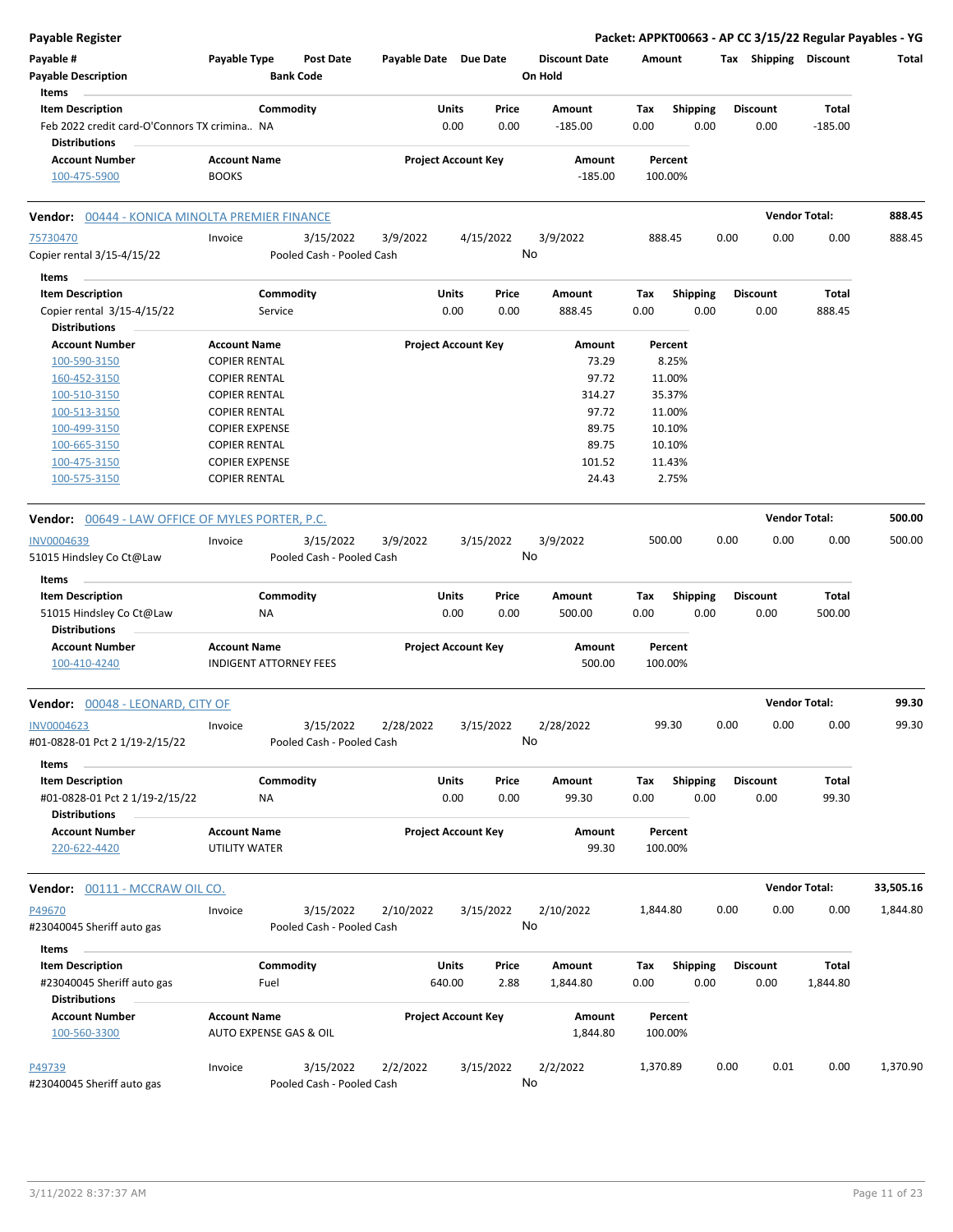## Payable Register

**Packet: APPKT00663 - AP CC 3/15/22 Regular Payables - YG**

| Payable # | Payable Type | Post Date | Payable Date | Due Date | Discount Date | Amount | Tax | Shipping | Discount | Total |
|---|---|---|---|---|---|---|---|---|---|---|
| Payable Description | | Bank Code | | | On Hold | | | | | |

**Items**

| Item Description | Commodity | Units | Price | Amount | Tax | Shipping | Discount | Total |
|---|---|---|---|---|---|---|---|---|
| Feb 2022 credit card-O'Connors TX crimina.. | NA | 0.00 | 0.00 | -185.00 | 0.00 | 0.00 | 0.00 | -185.00 |

**Distributions**

| Account Number | Account Name | Project Account Key | Amount | Percent |
|---|---|---|---|---|
| 100-475-5900 | BOOKS | | -185.00 | 100.00% |

### Vendor: 00444 - KONICA MINOLTA PREMIER FINANCE — Vendor Total: 888.45

| Payable # | Payable Type | Post Date | Payable Date | Due Date | Discount Date | Amount | Tax | Shipping | Discount | Total |
|---|---|---|---|---|---|---|---|---|---|---|
| 75730470 | Invoice | 3/15/2022 | 3/9/2022 | 4/15/2022 | 3/9/2022 | 888.45 | 0.00 | 0.00 | 0.00 | 888.45 |
| Copier rental 3/15-4/15/22 | | Pooled Cash - Pooled Cash | | | No | | | | | |

**Items**

| Item Description | Commodity | Units | Price | Amount | Tax | Shipping | Discount | Total |
|---|---|---|---|---|---|---|---|---|
| Copier rental 3/15-4/15/22 | Service | 0.00 | 0.00 | 888.45 | 0.00 | 0.00 | 0.00 | 888.45 |

**Distributions**

| Account Number | Account Name | Project Account Key | Amount | Percent |
|---|---|---|---|---|
| 100-590-3150 | COPIER RENTAL | | 73.29 | 8.25% |
| 160-452-3150 | COPIER RENTAL | | 97.72 | 11.00% |
| 100-510-3150 | COPIER RENTAL | | 314.27 | 35.37% |
| 100-513-3150 | COPIER RENTAL | | 97.72 | 11.00% |
| 100-499-3150 | COPIER EXPENSE | | 89.75 | 10.10% |
| 100-665-3150 | COPIER RENTAL | | 89.75 | 10.10% |
| 100-475-3150 | COPIER EXPENSE | | 101.52 | 11.43% |
| 100-575-3150 | COPIER RENTAL | | 24.43 | 2.75% |

### Vendor: 00649 - LAW OFFICE OF MYLES PORTER, P.C. — Vendor Total: 500.00

| Payable # | Payable Type | Post Date | Payable Date | Due Date | Discount Date | Amount | Tax | Shipping | Discount | Total |
|---|---|---|---|---|---|---|---|---|---|---|
| INV0004639 | Invoice | 3/15/2022 | 3/9/2022 | 3/15/2022 | 3/9/2022 | 500.00 | 0.00 | 0.00 | 0.00 | 500.00 |
| 51015 Hindsley Co Ct@Law | | Pooled Cash - Pooled Cash | | | No | | | | | |

**Items**

| Item Description | Commodity | Units | Price | Amount | Tax | Shipping | Discount | Total |
|---|---|---|---|---|---|---|---|---|
| 51015 Hindsley Co Ct@Law | NA | 0.00 | 0.00 | 500.00 | 0.00 | 0.00 | 0.00 | 500.00 |

**Distributions**

| Account Number | Account Name | Project Account Key | Amount | Percent |
|---|---|---|---|---|
| 100-410-4240 | INDIGENT ATTORNEY FEES | | 500.00 | 100.00% |

### Vendor: 00048 - LEONARD, CITY OF — Vendor Total: 99.30

| Payable # | Payable Type | Post Date | Payable Date | Due Date | Discount Date | Amount | Tax | Shipping | Discount | Total |
|---|---|---|---|---|---|---|---|---|---|---|
| INV0004623 | Invoice | 3/15/2022 | 2/28/2022 | 3/15/2022 | 2/28/2022 | 99.30 | 0.00 | 0.00 | 0.00 | 99.30 |
| #01-0828-01 Pct 2 1/19-2/15/22 | | Pooled Cash - Pooled Cash | | | No | | | | | |

**Items**

| Item Description | Commodity | Units | Price | Amount | Tax | Shipping | Discount | Total |
|---|---|---|---|---|---|---|---|---|
| #01-0828-01 Pct 2 1/19-2/15/22 | NA | 0.00 | 0.00 | 99.30 | 0.00 | 0.00 | 0.00 | 99.30 |

**Distributions**

| Account Number | Account Name | Project Account Key | Amount | Percent |
|---|---|---|---|---|
| 220-622-4420 | UTILITY WATER | | 99.30 | 100.00% |

### Vendor: 00111 - MCCRAW OIL CO. — Vendor Total: 33,505.16

| Payable # | Payable Type | Post Date | Payable Date | Due Date | Discount Date | Amount | Tax | Shipping | Discount | Total |
|---|---|---|---|---|---|---|---|---|---|---|
| P49670 | Invoice | 3/15/2022 | 2/10/2022 | 3/15/2022 | 2/10/2022 | 1,844.80 | 0.00 | 0.00 | 0.00 | 1,844.80 |
| #23040045 Sheriff auto gas | | Pooled Cash - Pooled Cash | | | No | | | | | |

**Items**

| Item Description | Commodity | Units | Price | Amount | Tax | Shipping | Discount | Total |
|---|---|---|---|---|---|---|---|---|
| #23040045 Sheriff auto gas | Fuel | 640.00 | 2.88 | 1,844.80 | 0.00 | 0.00 | 0.00 | 1,844.80 |

**Distributions**

| Account Number | Account Name | Project Account Key | Amount | Percent |
|---|---|---|---|---|
| 100-560-3300 | AUTO EXPENSE GAS & OIL | | 1,844.80 | 100.00% |

| Payable # | Payable Type | Post Date | Payable Date | Due Date | Discount Date | Amount | Tax | Shipping | Discount | Total |
|---|---|---|---|---|---|---|---|---|---|---|
| P49739 | Invoice | 3/15/2022 | 2/2/2022 | 3/15/2022 | 2/2/2022 | 1,370.89 | 0.00 | 0.01 | 0.00 | 1,370.90 |
| #23040045 Sheriff auto gas | | Pooled Cash - Pooled Cash | | | No | | | | | |

3/11/2022 8:37:37 AM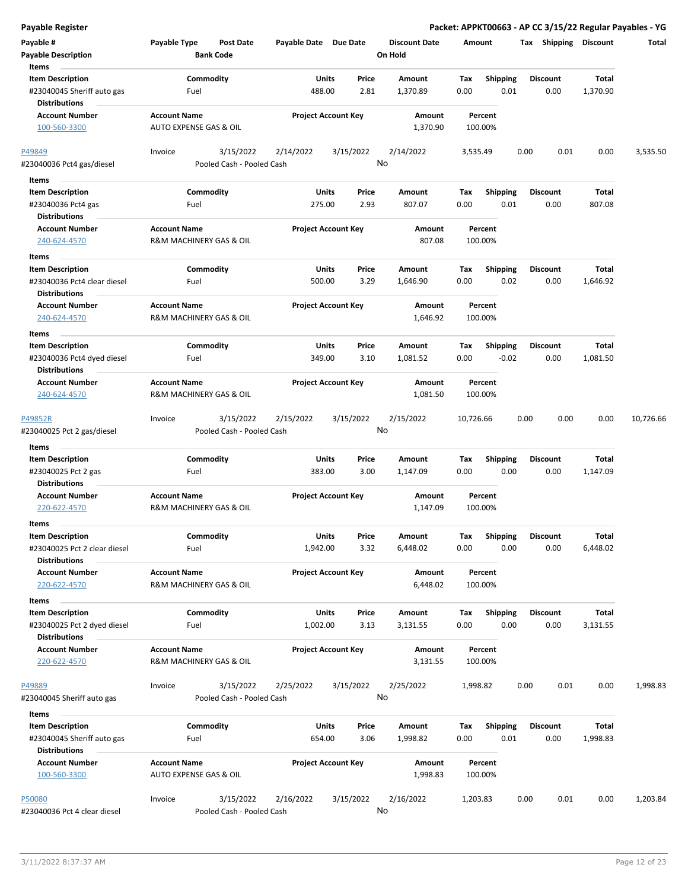# Payable Register

**Packet: APPKT00663 - AP CC 3/15/22 Regular Payables - YG**

| Payable # | Payable Type | Post Date | Payable Date | Due Date | Discount Date | Amount | Tax | Shipping | Discount | Total |
|---|---|---|---|---|---|---|---|---|---|---|
| Payable Description | | Bank Code | | | On Hold | | | | | |

**Items**

| Item Description | Commodity | Units | Price | Amount | Tax | Shipping | Discount | Total |
|---|---|---|---|---|---|---|---|---|
| #23040045 Sheriff auto gas | Fuel | 488.00 | 2.81 | 1,370.89 | 0.00 | 0.01 | 0.00 | 1,370.90 |

**Distributions**

| Account Number | Account Name | Project Account Key | Amount | Percent |
|---|---|---|---|---|
| 100-560-3300 | AUTO EXPENSE GAS & OIL | | 1,370.90 | 100.00% |

---

| Payable # | Payable Type | Post Date | Payable Date | Due Date | Discount Date | Amount | Tax | Shipping | Discount | Total |
|---|---|---|---|---|---|---|---|---|---|---|
| P49849 | Invoice | 3/15/2022 | 2/14/2022 | 3/15/2022 | 2/14/2022 | 3,535.49 | 0.00 | 0.01 | 0.00 | 3,535.50 |
| #23040036 Pct4 gas/diesel | | Pooled Cash - Pooled Cash | | | No | | | | | |

**Items**

| Item Description | Commodity | Units | Price | Amount | Tax | Shipping | Discount | Total |
|---|---|---|---|---|---|---|---|---|
| #23040036 Pct4 gas | Fuel | 275.00 | 2.93 | 807.07 | 0.00 | 0.01 | 0.00 | 807.08 |

**Distributions**

| Account Number | Account Name | Project Account Key | Amount | Percent |
|---|---|---|---|---|
| 240-624-4570 | R&M MACHINERY GAS & OIL | | 807.08 | 100.00% |

**Items**

| Item Description | Commodity | Units | Price | Amount | Tax | Shipping | Discount | Total |
|---|---|---|---|---|---|---|---|---|
| #23040036 Pct4 clear diesel | Fuel | 500.00 | 3.29 | 1,646.90 | 0.00 | 0.02 | 0.00 | 1,646.92 |

**Distributions**

| Account Number | Account Name | Project Account Key | Amount | Percent |
|---|---|---|---|---|
| 240-624-4570 | R&M MACHINERY GAS & OIL | | 1,646.92 | 100.00% |

**Items**

| Item Description | Commodity | Units | Price | Amount | Tax | Shipping | Discount | Total |
|---|---|---|---|---|---|---|---|---|
| #23040036 Pct4 dyed diesel | Fuel | 349.00 | 3.10 | 1,081.52 | 0.00 | -0.02 | 0.00 | 1,081.50 |

**Distributions**

| Account Number | Account Name | Project Account Key | Amount | Percent |
|---|---|---|---|---|
| 240-624-4570 | R&M MACHINERY GAS & OIL | | 1,081.50 | 100.00% |

---

| Payable # | Payable Type | Post Date | Payable Date | Due Date | Discount Date | Amount | Tax | Shipping | Discount | Total |
|---|---|---|---|---|---|---|---|---|---|---|
| P49852R | Invoice | 3/15/2022 | 2/15/2022 | 3/15/2022 | 2/15/2022 | 10,726.66 | 0.00 | 0.00 | 0.00 | 10,726.66 |
| #23040025 Pct 2 gas/diesel | | Pooled Cash - Pooled Cash | | | No | | | | | |

**Items**

| Item Description | Commodity | Units | Price | Amount | Tax | Shipping | Discount | Total |
|---|---|---|---|---|---|---|---|---|
| #23040025 Pct 2 gas | Fuel | 383.00 | 3.00 | 1,147.09 | 0.00 | 0.00 | 0.00 | 1,147.09 |

**Distributions**

| Account Number | Account Name | Project Account Key | Amount | Percent |
|---|---|---|---|---|
| 220-622-4570 | R&M MACHINERY GAS & OIL | | 1,147.09 | 100.00% |

**Items**

| Item Description | Commodity | Units | Price | Amount | Tax | Shipping | Discount | Total |
|---|---|---|---|---|---|---|---|---|
| #23040025 Pct 2 clear diesel | Fuel | 1,942.00 | 3.32 | 6,448.02 | 0.00 | 0.00 | 0.00 | 6,448.02 |

**Distributions**

| Account Number | Account Name | Project Account Key | Amount | Percent |
|---|---|---|---|---|
| 220-622-4570 | R&M MACHINERY GAS & OIL | | 6,448.02 | 100.00% |

**Items**

| Item Description | Commodity | Units | Price | Amount | Tax | Shipping | Discount | Total |
|---|---|---|---|---|---|---|---|---|
| #23040025 Pct 2 dyed diesel | Fuel | 1,002.00 | 3.13 | 3,131.55 | 0.00 | 0.00 | 0.00 | 3,131.55 |

**Distributions**

| Account Number | Account Name | Project Account Key | Amount | Percent |
|---|---|---|---|---|
| 220-622-4570 | R&M MACHINERY GAS & OIL | | 3,131.55 | 100.00% |

---

| Payable # | Payable Type | Post Date | Payable Date | Due Date | Discount Date | Amount | Tax | Shipping | Discount | Total |
|---|---|---|---|---|---|---|---|---|---|---|
| P49889 | Invoice | 3/15/2022 | 2/25/2022 | 3/15/2022 | 2/25/2022 | 1,998.82 | 0.00 | 0.01 | 0.00 | 1,998.83 |
| #23040045 Sheriff auto gas | | Pooled Cash - Pooled Cash | | | No | | | | | |

**Items**

| Item Description | Commodity | Units | Price | Amount | Tax | Shipping | Discount | Total |
|---|---|---|---|---|---|---|---|---|
| #23040045 Sheriff auto gas | Fuel | 654.00 | 3.06 | 1,998.82 | 0.00 | 0.01 | 0.00 | 1,998.83 |

**Distributions**

| Account Number | Account Name | Project Account Key | Amount | Percent |
|---|---|---|---|---|
| 100-560-3300 | AUTO EXPENSE GAS & OIL | | 1,998.83 | 100.00% |

---

| Payable # | Payable Type | Post Date | Payable Date | Due Date | Discount Date | Amount | Tax | Shipping | Discount | Total |
|---|---|---|---|---|---|---|---|---|---|---|
| P50080 | Invoice | 3/15/2022 | 2/16/2022 | 3/15/2022 | 2/16/2022 | 1,203.83 | 0.00 | 0.01 | 0.00 | 1,203.84 |
| #23040036 Pct 4 clear diesel | | Pooled Cash - Pooled Cash | | | No | | | | | |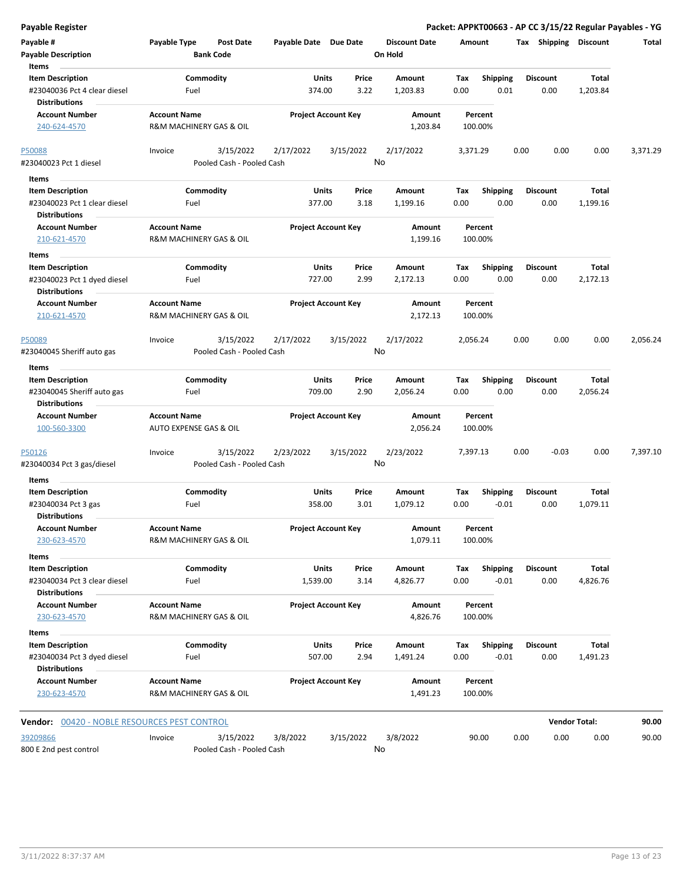## Payable Register

**Packet: APPKT00663 - AP CC 3/15/22 Regular Payables - YG**

| Payable # | Payable Type | Post Date | Payable Date | Due Date | Discount Date | Amount | Tax | Shipping | Discount | Total |
|---|---|---|---|---|---|---|---|---|---|---|
| Payable Description | | Bank Code | | | On Hold | | | | | |

**Items**

| Item Description | Commodity | Units | Price | Amount | Tax | Shipping | Discount | Total |
|---|---|---|---|---|---|---|---|---|
| #23040036 Pct 4 clear diesel | Fuel | 374.00 | 3.22 | 1,203.83 | 0.00 | 0.01 | 0.00 | 1,203.84 |

**Distributions**

| Account Number | Account Name | Project Account Key | Amount | Percent |
|---|---|---|---|---|
| 240-624-4570 | R&M MACHINERY GAS & OIL | | 1,203.84 | 100.00% |

| Payable # | Payable Type | Post Date | Payable Date | Due Date | Discount Date | Amount | Tax | Shipping | Discount | Total |
|---|---|---|---|---|---|---|---|---|---|---|
| P50088 | Invoice | 3/15/2022 | 2/17/2022 | 3/15/2022 | 2/17/2022 | 3,371.29 | 0.00 | 0.00 | 0.00 | 3,371.29 |
| #23040023 Pct 1 diesel | | Pooled Cash - Pooled Cash | | | No | | | | | |

**Items**

| Item Description | Commodity | Units | Price | Amount | Tax | Shipping | Discount | Total |
|---|---|---|---|---|---|---|---|---|
| #23040023 Pct 1 clear diesel | Fuel | 377.00 | 3.18 | 1,199.16 | 0.00 | 0.00 | 0.00 | 1,199.16 |

**Distributions**

| Account Number | Account Name | Project Account Key | Amount | Percent |
|---|---|---|---|---|
| 210-621-4570 | R&M MACHINERY GAS & OIL | | 1,199.16 | 100.00% |

**Items**

| Item Description | Commodity | Units | Price | Amount | Tax | Shipping | Discount | Total |
|---|---|---|---|---|---|---|---|---|
| #23040023 Pct 1 dyed diesel | Fuel | 727.00 | 2.99 | 2,172.13 | 0.00 | 0.00 | 0.00 | 2,172.13 |

**Distributions**

| Account Number | Account Name | Project Account Key | Amount | Percent |
|---|---|---|---|---|
| 210-621-4570 | R&M MACHINERY GAS & OIL | | 2,172.13 | 100.00% |

| Payable # | Payable Type | Post Date | Payable Date | Due Date | Discount Date | Amount | Tax | Shipping | Discount | Total |
|---|---|---|---|---|---|---|---|---|---|---|
| P50089 | Invoice | 3/15/2022 | 2/17/2022 | 3/15/2022 | 2/17/2022 | 2,056.24 | 0.00 | 0.00 | 0.00 | 2,056.24 |
| #23040045 Sheriff auto gas | | Pooled Cash - Pooled Cash | | | No | | | | | |

**Items**

| Item Description | Commodity | Units | Price | Amount | Tax | Shipping | Discount | Total |
|---|---|---|---|---|---|---|---|---|
| #23040045 Sheriff auto gas | Fuel | 709.00 | 2.90 | 2,056.24 | 0.00 | 0.00 | 0.00 | 2,056.24 |

**Distributions**

| Account Number | Account Name | Project Account Key | Amount | Percent |
|---|---|---|---|---|
| 100-560-3300 | AUTO EXPENSE GAS & OIL | | 2,056.24 | 100.00% |

| Payable # | Payable Type | Post Date | Payable Date | Due Date | Discount Date | Amount | Tax | Shipping | Discount | Total |
|---|---|---|---|---|---|---|---|---|---|---|
| P50126 | Invoice | 3/15/2022 | 2/23/2022 | 3/15/2022 | 2/23/2022 | 7,397.13 | 0.00 | -0.03 | 0.00 | 7,397.10 |
| #23040034 Pct 3 gas/diesel | | Pooled Cash - Pooled Cash | | | No | | | | | |

**Items**

| Item Description | Commodity | Units | Price | Amount | Tax | Shipping | Discount | Total |
|---|---|---|---|---|---|---|---|---|
| #23040034 Pct 3 gas | Fuel | 358.00 | 3.01 | 1,079.12 | 0.00 | -0.01 | 0.00 | 1,079.11 |

**Distributions**

| Account Number | Account Name | Project Account Key | Amount | Percent |
|---|---|---|---|---|
| 230-623-4570 | R&M MACHINERY GAS & OIL | | 1,079.11 | 100.00% |

**Items**

| Item Description | Commodity | Units | Price | Amount | Tax | Shipping | Discount | Total |
|---|---|---|---|---|---|---|---|---|
| #23040034 Pct 3 clear diesel | Fuel | 1,539.00 | 3.14 | 4,826.77 | 0.00 | -0.01 | 0.00 | 4,826.76 |

**Distributions**

| Account Number | Account Name | Project Account Key | Amount | Percent |
|---|---|---|---|---|
| 230-623-4570 | R&M MACHINERY GAS & OIL | | 4,826.76 | 100.00% |

**Items**

| Item Description | Commodity | Units | Price | Amount | Tax | Shipping | Discount | Total |
|---|---|---|---|---|---|---|---|---|
| #23040034 Pct 3 dyed diesel | Fuel | 507.00 | 2.94 | 1,491.24 | 0.00 | -0.01 | 0.00 | 1,491.23 |

**Distributions**

| Account Number | Account Name | Project Account Key | Amount | Percent |
|---|---|---|---|---|
| 230-623-4570 | R&M MACHINERY GAS & OIL | | 1,491.23 | 100.00% |

**Vendor:** 00420 - NOBLE RESOURCES PEST CONTROL — **Vendor Total:** 90.00

| Payable # | Payable Type | Post Date | Payable Date | Due Date | Discount Date | Amount | Tax | Shipping | Discount | Total |
|---|---|---|---|---|---|---|---|---|---|---|
| 39209866 | Invoice | 3/15/2022 | 3/8/2022 | 3/15/2022 | 3/8/2022 | 90.00 | 0.00 | 0.00 | 0.00 | 90.00 |
| 800 E 2nd pest control | | Pooled Cash - Pooled Cash | | | No | | | | | |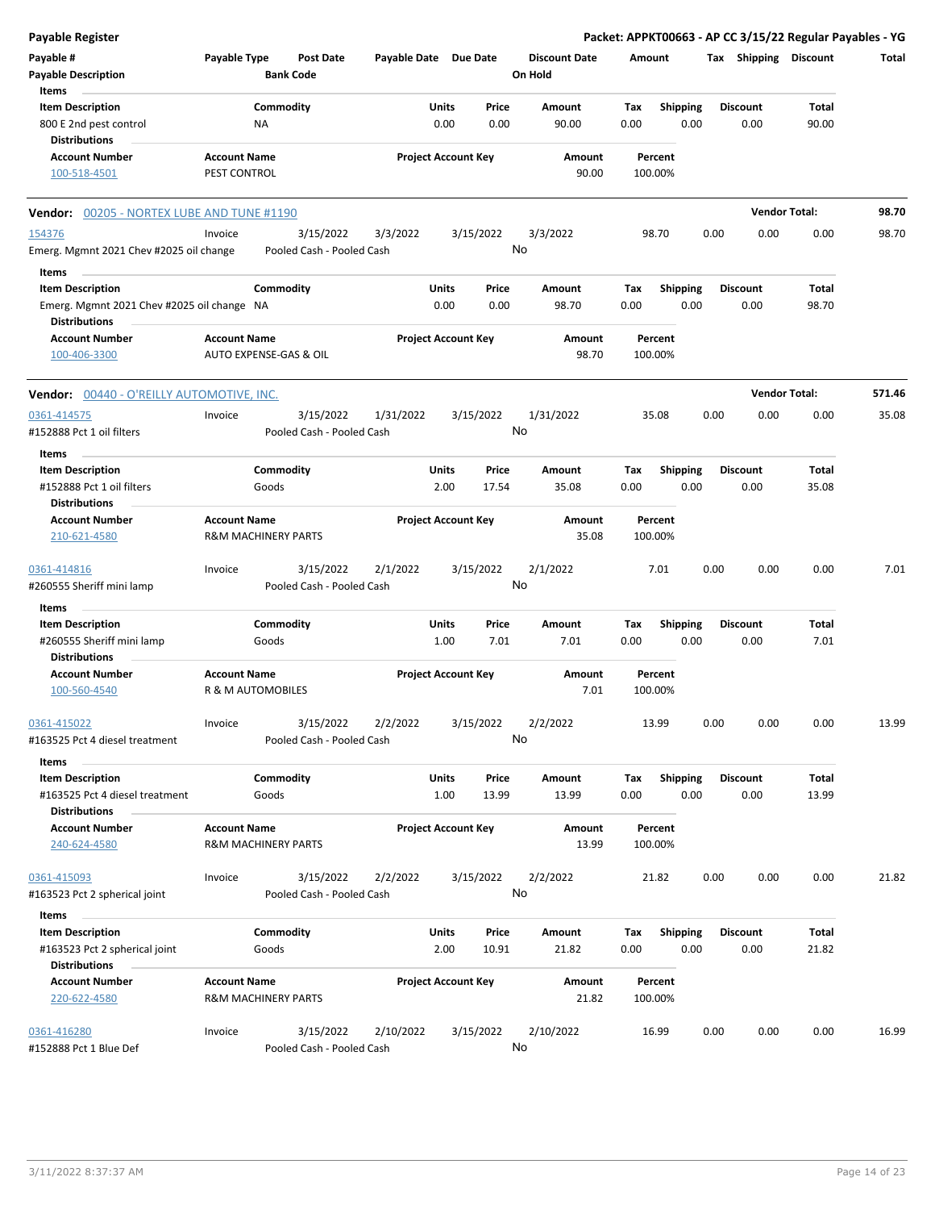**Payable Register** — Packet: APPKT00663 - AP CC 3/15/22 Regular Payables - YG

| Payable # | Payable Type | Post Date | Payable Date | Due Date | Discount Date | Amount | Tax | Shipping | Discount | Total |
|---|---|---|---|---|---|---|---|---|---|---|
| Payable Description | | Bank Code | | | On Hold | | | | | |

**Items**

| Item Description | Commodity | Units | Price | Amount | Tax | Shipping | Discount | Total |
|---|---|---|---|---|---|---|---|---|
| 800 E 2nd pest control | NA | 0.00 | 0.00 | 90.00 | 0.00 | 0.00 | 0.00 | 90.00 |

**Distributions**

| Account Number | Account Name | Project Account Key | Amount | Percent |
|---|---|---|---|---|
| 100-518-4501 | PEST CONTROL | | 90.00 | 100.00% |

## Vendor: 00205 - NORTEX LUBE AND TUNE #1190 — Vendor Total: 98.70

| Payable # | Payable Type | Post Date | Payable Date | Due Date | Discount Date | Amount | Tax | Shipping | Discount | Total |
|---|---|---|---|---|---|---|---|---|---|---|
| 154376 | Invoice | 3/15/2022 | 3/3/2022 | 3/15/2022 | 3/3/2022 | 98.70 | 0.00 | 0.00 | 0.00 | 98.70 |
| Emerg. Mgmnt 2021 Chev #2025 oil change | | Pooled Cash - Pooled Cash | | | No | | | | | |

**Items**

| Item Description | Commodity | Units | Price | Amount | Tax | Shipping | Discount | Total |
|---|---|---|---|---|---|---|---|---|
| Emerg. Mgmnt 2021 Chev #2025 oil change | NA | 0.00 | 0.00 | 98.70 | 0.00 | 0.00 | 0.00 | 98.70 |

**Distributions**

| Account Number | Account Name | Project Account Key | Amount | Percent |
|---|---|---|---|---|
| 100-406-3300 | AUTO EXPENSE-GAS & OIL | | 98.70 | 100.00% |

## Vendor: 00440 - O'REILLY AUTOMOTIVE, INC. — Vendor Total: 571.46

| Payable # | Payable Type | Post Date | Payable Date | Due Date | Discount Date | Amount | Tax | Shipping | Discount | Total |
|---|---|---|---|---|---|---|---|---|---|---|
| 0361-414575 | Invoice | 3/15/2022 | 1/31/2022 | 3/15/2022 | 1/31/2022 | 35.08 | 0.00 | 0.00 | 0.00 | 35.08 |
| #152888 Pct 1 oil filters | | Pooled Cash - Pooled Cash | | | No | | | | | |

**Items**

| Item Description | Commodity | Units | Price | Amount | Tax | Shipping | Discount | Total |
|---|---|---|---|---|---|---|---|---|
| #152888 Pct 1 oil filters | Goods | 2.00 | 17.54 | 35.08 | 0.00 | 0.00 | 0.00 | 35.08 |

**Distributions**

| Account Number | Account Name | Project Account Key | Amount | Percent |
|---|---|---|---|---|
| 210-621-4580 | R&M MACHINERY PARTS | | 35.08 | 100.00% |

| Payable # | Payable Type | Post Date | Payable Date | Due Date | Discount Date | Amount | Tax | Shipping | Discount | Total |
|---|---|---|---|---|---|---|---|---|---|---|
| 0361-414816 | Invoice | 3/15/2022 | 2/1/2022 | 3/15/2022 | 2/1/2022 | 7.01 | 0.00 | 0.00 | 0.00 | 7.01 |
| #260555 Sheriff mini lamp | | Pooled Cash - Pooled Cash | | | No | | | | | |

**Items**

| Item Description | Commodity | Units | Price | Amount | Tax | Shipping | Discount | Total |
|---|---|---|---|---|---|---|---|---|
| #260555 Sheriff mini lamp | Goods | 1.00 | 7.01 | 7.01 | 0.00 | 0.00 | 0.00 | 7.01 |

**Distributions**

| Account Number | Account Name | Project Account Key | Amount | Percent |
|---|---|---|---|---|
| 100-560-4540 | R & M AUTOMOBILES | | 7.01 | 100.00% |

| Payable # | Payable Type | Post Date | Payable Date | Due Date | Discount Date | Amount | Tax | Shipping | Discount | Total |
|---|---|---|---|---|---|---|---|---|---|---|
| 0361-415022 | Invoice | 3/15/2022 | 2/2/2022 | 3/15/2022 | 2/2/2022 | 13.99 | 0.00 | 0.00 | 0.00 | 13.99 |
| #163525 Pct 4 diesel treatment | | Pooled Cash - Pooled Cash | | | No | | | | | |

**Items**

| Item Description | Commodity | Units | Price | Amount | Tax | Shipping | Discount | Total |
|---|---|---|---|---|---|---|---|---|
| #163525 Pct 4 diesel treatment | Goods | 1.00 | 13.99 | 13.99 | 0.00 | 0.00 | 0.00 | 13.99 |

**Distributions**

| Account Number | Account Name | Project Account Key | Amount | Percent |
|---|---|---|---|---|
| 240-624-4580 | R&M MACHINERY PARTS | | 13.99 | 100.00% |

| Payable # | Payable Type | Post Date | Payable Date | Due Date | Discount Date | Amount | Tax | Shipping | Discount | Total |
|---|---|---|---|---|---|---|---|---|---|---|
| 0361-415093 | Invoice | 3/15/2022 | 2/2/2022 | 3/15/2022 | 2/2/2022 | 21.82 | 0.00 | 0.00 | 0.00 | 21.82 |
| #163523 Pct 2 spherical joint | | Pooled Cash - Pooled Cash | | | No | | | | | |

**Items**

| Item Description | Commodity | Units | Price | Amount | Tax | Shipping | Discount | Total |
|---|---|---|---|---|---|---|---|---|
| #163523 Pct 2 spherical joint | Goods | 2.00 | 10.91 | 21.82 | 0.00 | 0.00 | 0.00 | 21.82 |

**Distributions**

| Account Number | Account Name | Project Account Key | Amount | Percent |
|---|---|---|---|---|
| 220-622-4580 | R&M MACHINERY PARTS | | 21.82 | 100.00% |

| Payable # | Payable Type | Post Date | Payable Date | Due Date | Discount Date | Amount | Tax | Shipping | Discount | Total |
|---|---|---|---|---|---|---|---|---|---|---|
| 0361-416280 | Invoice | 3/15/2022 | 2/10/2022 | 3/15/2022 | 2/10/2022 | 16.99 | 0.00 | 0.00 | 0.00 | 16.99 |
| #152888 Pct 1 Blue Def | | Pooled Cash - Pooled Cash | | | No | | | | | |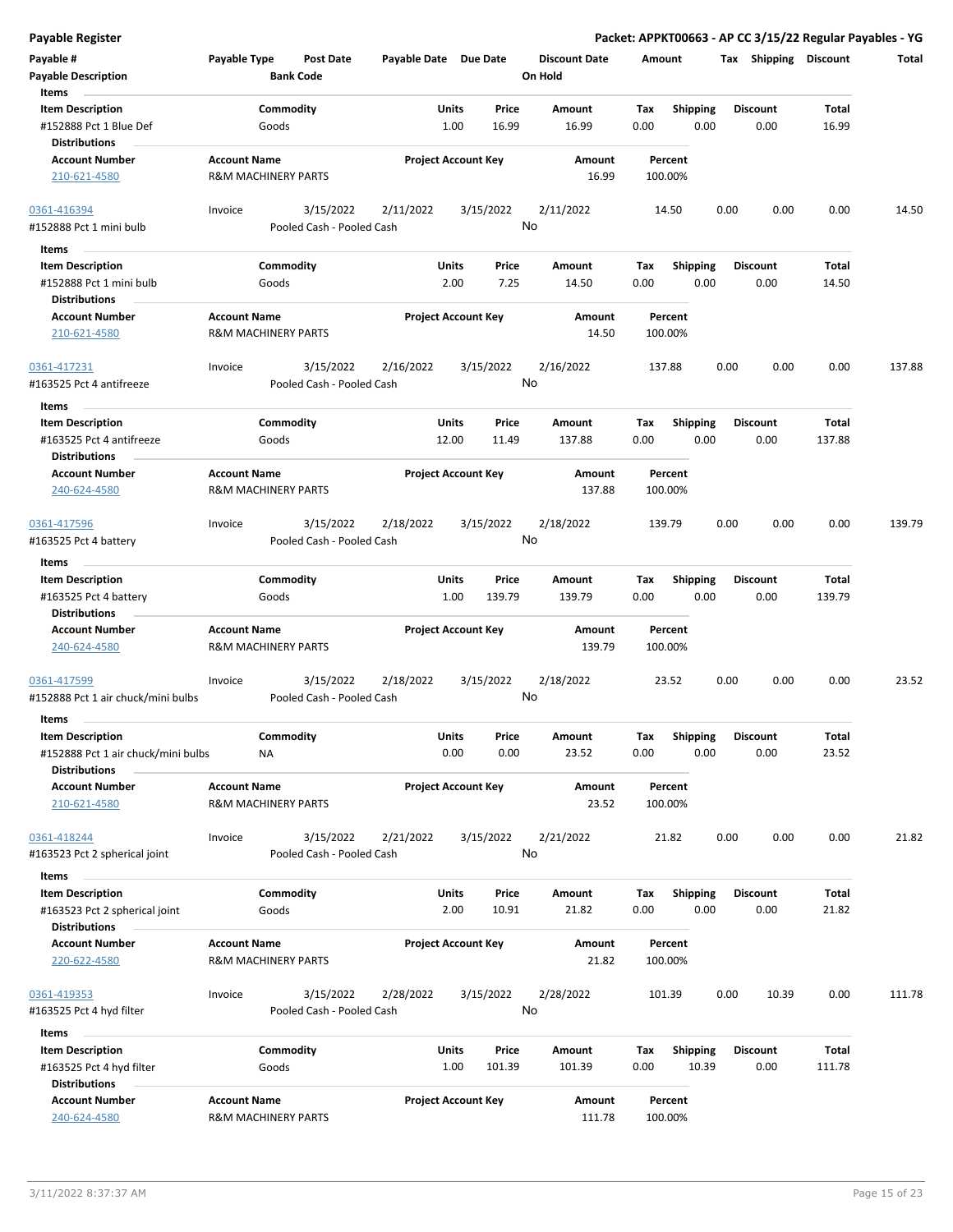# Payable Register

**Packet: APPKT00663 - AP CC 3/15/22 Regular Payables - YG**

| Payable # | Payable Type | Post Date | Payable Date | Due Date | Discount Date | Amount | Tax | Shipping | Discount | Total |
|---|---|---|---|---|---|---|---|---|---|---|
| Payable Description | | Bank Code | | | On Hold | | | | | |

**Items**

| Item Description | Commodity | Units | Price | Amount | Tax | Shipping | Discount | Total |
|---|---|---|---|---|---|---|---|---|
| #152888 Pct 1 Blue Def | Goods | 1.00 | 16.99 | 16.99 | 0.00 | 0.00 | 0.00 | 16.99 |

**Distributions**

| Account Number | Account Name | Project Account Key | Amount | Percent |
|---|---|---|---|---|
| 210-621-4580 | R&M MACHINERY PARTS | | 16.99 | 100.00% |

---

| Payable # | Payable Type | Post Date | Payable Date | Due Date | Discount Date | Amount | Tax | Shipping | Discount | Total |
|---|---|---|---|---|---|---|---|---|---|---|
| 0361-416394 | Invoice | 3/15/2022 | 2/11/2022 | 3/15/2022 | 2/11/2022 | 14.50 | 0.00 | 0.00 | 0.00 | 14.50 |
| #152888 Pct 1 mini bulb | | Pooled Cash - Pooled Cash | | | No | | | | | |

**Items**

| Item Description | Commodity | Units | Price | Amount | Tax | Shipping | Discount | Total |
|---|---|---|---|---|---|---|---|---|
| #152888 Pct 1 mini bulb | Goods | 2.00 | 7.25 | 14.50 | 0.00 | 0.00 | 0.00 | 14.50 |

**Distributions**

| Account Number | Account Name | Project Account Key | Amount | Percent |
|---|---|---|---|---|
| 210-621-4580 | R&M MACHINERY PARTS | | 14.50 | 100.00% |

---

| Payable # | Payable Type | Post Date | Payable Date | Due Date | Discount Date | Amount | Tax | Shipping | Discount | Total |
|---|---|---|---|---|---|---|---|---|---|---|
| 0361-417231 | Invoice | 3/15/2022 | 2/16/2022 | 3/15/2022 | 2/16/2022 | 137.88 | 0.00 | 0.00 | 0.00 | 137.88 |
| #163525 Pct 4 antifreeze | | Pooled Cash - Pooled Cash | | | No | | | | | |

**Items**

| Item Description | Commodity | Units | Price | Amount | Tax | Shipping | Discount | Total |
|---|---|---|---|---|---|---|---|---|
| #163525 Pct 4 antifreeze | Goods | 12.00 | 11.49 | 137.88 | 0.00 | 0.00 | 0.00 | 137.88 |

**Distributions**

| Account Number | Account Name | Project Account Key | Amount | Percent |
|---|---|---|---|---|
| 240-624-4580 | R&M MACHINERY PARTS | | 137.88 | 100.00% |

---

| Payable # | Payable Type | Post Date | Payable Date | Due Date | Discount Date | Amount | Tax | Shipping | Discount | Total |
|---|---|---|---|---|---|---|---|---|---|---|
| 0361-417596 | Invoice | 3/15/2022 | 2/18/2022 | 3/15/2022 | 2/18/2022 | 139.79 | 0.00 | 0.00 | 0.00 | 139.79 |
| #163525 Pct 4 battery | | Pooled Cash - Pooled Cash | | | No | | | | | |

**Items**

| Item Description | Commodity | Units | Price | Amount | Tax | Shipping | Discount | Total |
|---|---|---|---|---|---|---|---|---|
| #163525 Pct 4 battery | Goods | 1.00 | 139.79 | 139.79 | 0.00 | 0.00 | 0.00 | 139.79 |

**Distributions**

| Account Number | Account Name | Project Account Key | Amount | Percent |
|---|---|---|---|---|
| 240-624-4580 | R&M MACHINERY PARTS | | 139.79 | 100.00% |

---

| Payable # | Payable Type | Post Date | Payable Date | Due Date | Discount Date | Amount | Tax | Shipping | Discount | Total |
|---|---|---|---|---|---|---|---|---|---|---|
| 0361-417599 | Invoice | 3/15/2022 | 2/18/2022 | 3/15/2022 | 2/18/2022 | 23.52 | 0.00 | 0.00 | 0.00 | 23.52 |
| #152888 Pct 1 air chuck/mini bulbs | | Pooled Cash - Pooled Cash | | | No | | | | | |

**Items**

| Item Description | Commodity | Units | Price | Amount | Tax | Shipping | Discount | Total |
|---|---|---|---|---|---|---|---|---|
| #152888 Pct 1 air chuck/mini bulbs | NA | 0.00 | 0.00 | 23.52 | 0.00 | 0.00 | 0.00 | 23.52 |

**Distributions**

| Account Number | Account Name | Project Account Key | Amount | Percent |
|---|---|---|---|---|
| 210-621-4580 | R&M MACHINERY PARTS | | 23.52 | 100.00% |

---

| Payable # | Payable Type | Post Date | Payable Date | Due Date | Discount Date | Amount | Tax | Shipping | Discount | Total |
|---|---|---|---|---|---|---|---|---|---|---|
| 0361-418244 | Invoice | 3/15/2022 | 2/21/2022 | 3/15/2022 | 2/21/2022 | 21.82 | 0.00 | 0.00 | 0.00 | 21.82 |
| #163523 Pct 2 spherical joint | | Pooled Cash - Pooled Cash | | | No | | | | | |

**Items**

| Item Description | Commodity | Units | Price | Amount | Tax | Shipping | Discount | Total |
|---|---|---|---|---|---|---|---|---|
| #163523 Pct 2 spherical joint | Goods | 2.00 | 10.91 | 21.82 | 0.00 | 0.00 | 0.00 | 21.82 |

**Distributions**

| Account Number | Account Name | Project Account Key | Amount | Percent |
|---|---|---|---|---|
| 220-622-4580 | R&M MACHINERY PARTS | | 21.82 | 100.00% |

---

| Payable # | Payable Type | Post Date | Payable Date | Due Date | Discount Date | Amount | Tax | Shipping | Discount | Total |
|---|---|---|---|---|---|---|---|---|---|---|
| 0361-419353 | Invoice | 3/15/2022 | 2/28/2022 | 3/15/2022 | 2/28/2022 | 101.39 | 0.00 | 10.39 | 0.00 | 111.78 |
| #163525 Pct 4 hyd filter | | Pooled Cash - Pooled Cash | | | No | | | | | |

**Items**

| Item Description | Commodity | Units | Price | Amount | Tax | Shipping | Discount | Total |
|---|---|---|---|---|---|---|---|---|
| #163525 Pct 4 hyd filter | Goods | 1.00 | 101.39 | 101.39 | 0.00 | 10.39 | 0.00 | 111.78 |

**Distributions**

| Account Number | Account Name | Project Account Key | Amount | Percent |
|---|---|---|---|---|
| 240-624-4580 | R&M MACHINERY PARTS | | 111.78 | 100.00% |

3/11/2022 8:37:37 AM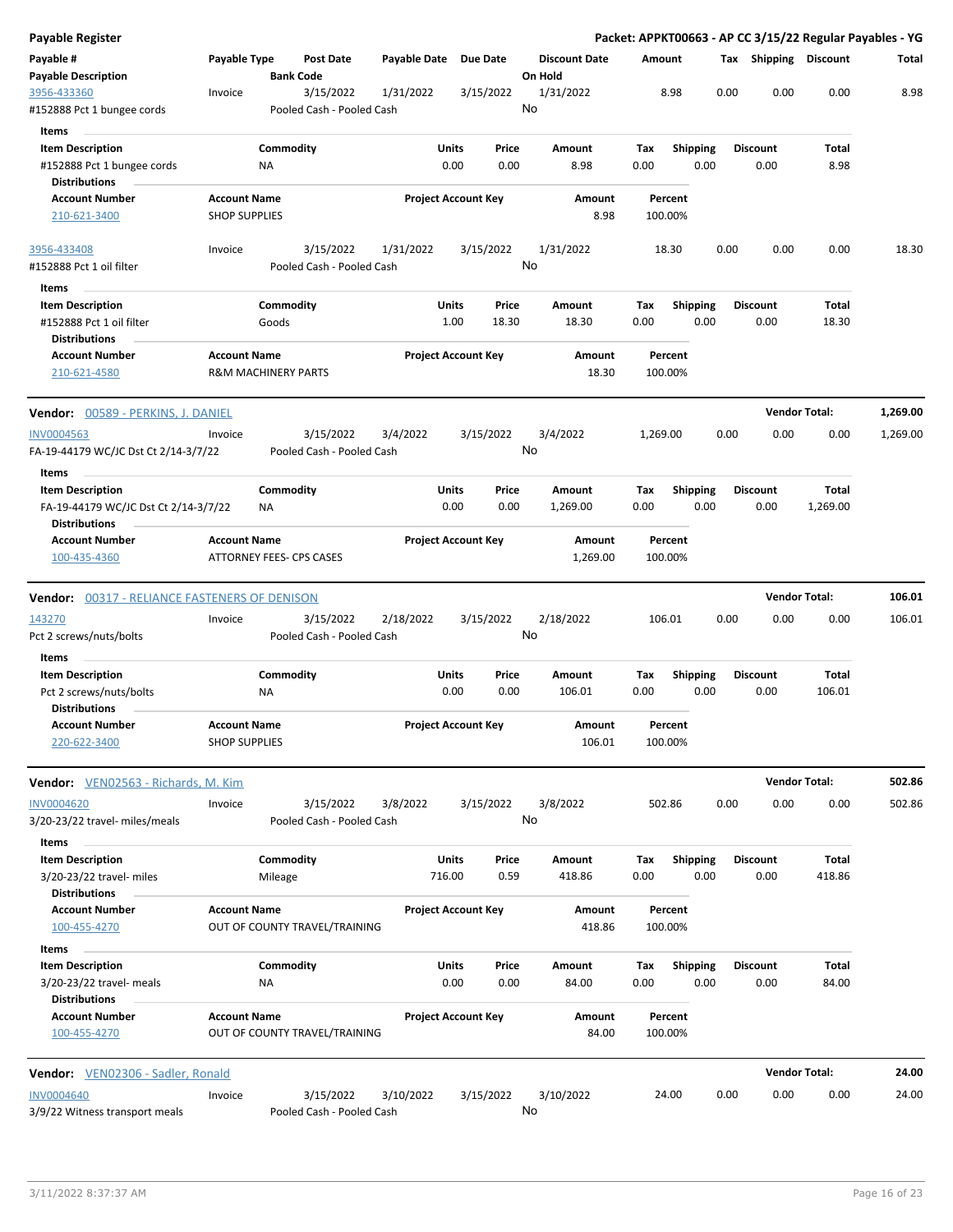**Payable Register** — **Packet: APPKT00663 - AP CC 3/15/22 Regular Payables - YG**

| Payable # / Payable Description | Payable Type | Post Date / Bank Code | Payable Date | Due Date | Discount Date / On Hold | Amount | Tax | Shipping | Discount | Total |
|---|---|---|---|---|---|---|---|---|---|---|
| 3956-433360 / #152888 Pct 1 bungee cords | Invoice | 3/15/2022 / Pooled Cash - Pooled Cash | 1/31/2022 | 3/15/2022 | 1/31/2022 / No | 8.98 | 0.00 | 0.00 | 0.00 | 8.98 |

Items

| Item Description | Commodity | Units | Price | Amount | Tax | Shipping | Discount | Total |
|---|---|---|---|---|---|---|---|---|
| #152888 Pct 1 bungee cords | NA | 0.00 | 0.00 | 8.98 | 0.00 | 0.00 | 0.00 | 8.98 |

Distributions

| Account Number | Account Name | Project Account Key | Amount | Percent |
|---|---|---|---|---|
| 210-621-3400 | SHOP SUPPLIES | | 8.98 | 100.00% |

| Payable # / Payable Description | Payable Type | Post Date / Bank Code | Payable Date | Due Date | Discount Date / On Hold | Amount | Tax | Shipping | Discount | Total |
|---|---|---|---|---|---|---|---|---|---|---|
| 3956-433408 / #152888 Pct 1 oil filter | Invoice | 3/15/2022 / Pooled Cash - Pooled Cash | 1/31/2022 | 3/15/2022 | 1/31/2022 / No | 18.30 | 0.00 | 0.00 | 0.00 | 18.30 |

Items

| Item Description | Commodity | Units | Price | Amount | Tax | Shipping | Discount | Total |
|---|---|---|---|---|---|---|---|---|
| #152888 Pct 1 oil filter | Goods | 1.00 | 18.30 | 18.30 | 0.00 | 0.00 | 0.00 | 18.30 |

Distributions

| Account Number | Account Name | Project Account Key | Amount | Percent |
|---|---|---|---|---|
| 210-621-4580 | R&M MACHINERY PARTS | | 18.30 | 100.00% |

**Vendor: 00589 - PERKINS, J. DANIEL** — **Vendor Total: 1,269.00**

| Payable # / Payable Description | Payable Type | Post Date / Bank Code | Payable Date | Due Date | Discount Date / On Hold | Amount | Tax | Shipping | Discount | Total |
|---|---|---|---|---|---|---|---|---|---|---|
| INV0004563 / FA-19-44179 WC/JC Dst Ct 2/14-3/7/22 | Invoice | 3/15/2022 / Pooled Cash - Pooled Cash | 3/4/2022 | 3/15/2022 | 3/4/2022 / No | 1,269.00 | 0.00 | 0.00 | 0.00 | 1,269.00 |

Items

| Item Description | Commodity | Units | Price | Amount | Tax | Shipping | Discount | Total |
|---|---|---|---|---|---|---|---|---|
| FA-19-44179 WC/JC Dst Ct 2/14-3/7/22 | NA | 0.00 | 0.00 | 1,269.00 | 0.00 | 0.00 | 0.00 | 1,269.00 |

Distributions

| Account Number | Account Name | Project Account Key | Amount | Percent |
|---|---|---|---|---|
| 100-435-4360 | ATTORNEY FEES- CPS CASES | | 1,269.00 | 100.00% |

**Vendor: 00317 - RELIANCE FASTENERS OF DENISON** — **Vendor Total: 106.01**

| Payable # / Payable Description | Payable Type | Post Date / Bank Code | Payable Date | Due Date | Discount Date / On Hold | Amount | Tax | Shipping | Discount | Total |
|---|---|---|---|---|---|---|---|---|---|---|
| 143270 / Pct 2 screws/nuts/bolts | Invoice | 3/15/2022 / Pooled Cash - Pooled Cash | 2/18/2022 | 3/15/2022 | 2/18/2022 / No | 106.01 | 0.00 | 0.00 | 0.00 | 106.01 |

Items

| Item Description | Commodity | Units | Price | Amount | Tax | Shipping | Discount | Total |
|---|---|---|---|---|---|---|---|---|
| Pct 2 screws/nuts/bolts | NA | 0.00 | 0.00 | 106.01 | 0.00 | 0.00 | 0.00 | 106.01 |

Distributions

| Account Number | Account Name | Project Account Key | Amount | Percent |
|---|---|---|---|---|
| 220-622-3400 | SHOP SUPPLIES | | 106.01 | 100.00% |

**Vendor: VEN02563 - Richards, M. Kim** — **Vendor Total: 502.86**

| Payable # / Payable Description | Payable Type | Post Date / Bank Code | Payable Date | Due Date | Discount Date / On Hold | Amount | Tax | Shipping | Discount | Total |
|---|---|---|---|---|---|---|---|---|---|---|
| INV0004620 / 3/20-23/22 travel- miles/meals | Invoice | 3/15/2022 / Pooled Cash - Pooled Cash | 3/8/2022 | 3/15/2022 | 3/8/2022 / No | 502.86 | 0.00 | 0.00 | 0.00 | 502.86 |

Items

| Item Description | Commodity | Units | Price | Amount | Tax | Shipping | Discount | Total |
|---|---|---|---|---|---|---|---|---|
| 3/20-23/22 travel- miles | Mileage | 716.00 | 0.59 | 418.86 | 0.00 | 0.00 | 0.00 | 418.86 |

Distributions

| Account Number | Account Name | Project Account Key | Amount | Percent |
|---|---|---|---|---|
| 100-455-4270 | OUT OF COUNTY TRAVEL/TRAINING | | 418.86 | 100.00% |

Items

| Item Description | Commodity | Units | Price | Amount | Tax | Shipping | Discount | Total |
|---|---|---|---|---|---|---|---|---|
| 3/20-23/22 travel- meals | NA | 0.00 | 0.00 | 84.00 | 0.00 | 0.00 | 0.00 | 84.00 |

Distributions

| Account Number | Account Name | Project Account Key | Amount | Percent |
|---|---|---|---|---|
| 100-455-4270 | OUT OF COUNTY TRAVEL/TRAINING | | 84.00 | 100.00% |

**Vendor: VEN02306 - Sadler, Ronald** — **Vendor Total: 24.00**

| Payable # / Payable Description | Payable Type | Post Date / Bank Code | Payable Date | Due Date | Discount Date / On Hold | Amount | Tax | Shipping | Discount | Total |
|---|---|---|---|---|---|---|---|---|---|---|
| INV0004640 / 3/9/22 Witness transport meals | Invoice | 3/15/2022 / Pooled Cash - Pooled Cash | 3/10/2022 | 3/15/2022 | 3/10/2022 / No | 24.00 | 0.00 | 0.00 | 0.00 | 24.00 |

3/11/2022 8:37:37 AM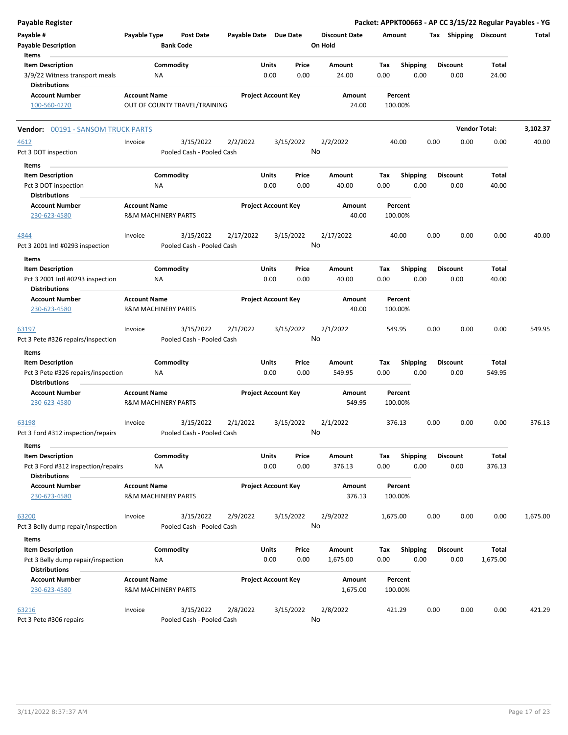## Payable Register

**Packet: APPKT00663 - AP CC 3/15/22 Regular Payables - YG**

| Payable # | Payable Type | Post Date | Payable Date | Due Date | Discount Date | Amount | Tax | Shipping | Discount | Total |
|---|---|---|---|---|---|---|---|---|---|---|
| **Payable Description** | | **Bank Code** | | | **On Hold** | | | | | |

**Items**

| Item Description | Commodity | Units | Price | Amount | Tax | Shipping | Discount | Total |
|---|---|---|---|---|---|---|---|---|
| 3/9/22 Witness transport meals | NA | 0.00 | 0.00 | 24.00 | 0.00 | 0.00 | 0.00 | 24.00 |

**Distributions**

| Account Number | Account Name | Project Account Key | Amount | Percent |
|---|---|---|---|---|
| 100-560-4270 | OUT OF COUNTY TRAVEL/TRAINING | | 24.00 | 100.00% |

---

**Vendor: 00191 - SANSOM TRUCK PARTS** — **Vendor Total: 3,102.37**

| Payable # | Payable Type | Post Date | Payable Date | Due Date | Discount Date | Amount | Tax | Shipping | Discount | Total |
|---|---|---|---|---|---|---|---|---|---|---|
| 4612 | Invoice | 3/15/2022 | 2/2/2022 | 3/15/2022 | 2/2/2022 | 40.00 | 0.00 | 0.00 | 0.00 | 40.00 |

Pct 3 DOT inspection — Pooled Cash - Pooled Cash — On Hold: No

**Items**

| Item Description | Commodity | Units | Price | Amount | Tax | Shipping | Discount | Total |
|---|---|---|---|---|---|---|---|---|
| Pct 3 DOT inspection | NA | 0.00 | 0.00 | 40.00 | 0.00 | 0.00 | 0.00 | 40.00 |

**Distributions**

| Account Number | Account Name | Project Account Key | Amount | Percent |
|---|---|---|---|---|
| 230-623-4580 | R&M MACHINERY PARTS | | 40.00 | 100.00% |

| Payable # | Payable Type | Post Date | Payable Date | Due Date | Discount Date | Amount | Tax | Shipping | Discount | Total |
|---|---|---|---|---|---|---|---|---|---|---|
| 4844 | Invoice | 3/15/2022 | 2/17/2022 | 3/15/2022 | 2/17/2022 | 40.00 | 0.00 | 0.00 | 0.00 | 40.00 |

Pct 3 2001 Intl #0293 inspection — Pooled Cash - Pooled Cash — On Hold: No

**Items**

| Item Description | Commodity | Units | Price | Amount | Tax | Shipping | Discount | Total |
|---|---|---|---|---|---|---|---|---|
| Pct 3 2001 Intl #0293 inspection | NA | 0.00 | 0.00 | 40.00 | 0.00 | 0.00 | 0.00 | 40.00 |

**Distributions**

| Account Number | Account Name | Project Account Key | Amount | Percent |
|---|---|---|---|---|
| 230-623-4580 | R&M MACHINERY PARTS | | 40.00 | 100.00% |

| Payable # | Payable Type | Post Date | Payable Date | Due Date | Discount Date | Amount | Tax | Shipping | Discount | Total |
|---|---|---|---|---|---|---|---|---|---|---|
| 63197 | Invoice | 3/15/2022 | 2/1/2022 | 3/15/2022 | 2/1/2022 | 549.95 | 0.00 | 0.00 | 0.00 | 549.95 |

Pct 3 Pete #326 repairs/inspection — Pooled Cash - Pooled Cash — On Hold: No

**Items**

| Item Description | Commodity | Units | Price | Amount | Tax | Shipping | Discount | Total |
|---|---|---|---|---|---|---|---|---|
| Pct 3 Pete #326 repairs/inspection | NA | 0.00 | 0.00 | 549.95 | 0.00 | 0.00 | 0.00 | 549.95 |

**Distributions**

| Account Number | Account Name | Project Account Key | Amount | Percent |
|---|---|---|---|---|
| 230-623-4580 | R&M MACHINERY PARTS | | 549.95 | 100.00% |

| Payable # | Payable Type | Post Date | Payable Date | Due Date | Discount Date | Amount | Tax | Shipping | Discount | Total |
|---|---|---|---|---|---|---|---|---|---|---|
| 63198 | Invoice | 3/15/2022 | 2/1/2022 | 3/15/2022 | 2/1/2022 | 376.13 | 0.00 | 0.00 | 0.00 | 376.13 |

Pct 3 Ford #312 inspection/repairs — Pooled Cash - Pooled Cash — On Hold: No

**Items**

| Item Description | Commodity | Units | Price | Amount | Tax | Shipping | Discount | Total |
|---|---|---|---|---|---|---|---|---|
| Pct 3 Ford #312 inspection/repairs | NA | 0.00 | 0.00 | 376.13 | 0.00 | 0.00 | 0.00 | 376.13 |

**Distributions**

| Account Number | Account Name | Project Account Key | Amount | Percent |
|---|---|---|---|---|
| 230-623-4580 | R&M MACHINERY PARTS | | 376.13 | 100.00% |

| Payable # | Payable Type | Post Date | Payable Date | Due Date | Discount Date | Amount | Tax | Shipping | Discount | Total |
|---|---|---|---|---|---|---|---|---|---|---|
| 63200 | Invoice | 3/15/2022 | 2/9/2022 | 3/15/2022 | 2/9/2022 | 1,675.00 | 0.00 | 0.00 | 0.00 | 1,675.00 |

Pct 3 Belly dump repair/inspection — Pooled Cash - Pooled Cash — On Hold: No

**Items**

| Item Description | Commodity | Units | Price | Amount | Tax | Shipping | Discount | Total |
|---|---|---|---|---|---|---|---|---|
| Pct 3 Belly dump repair/inspection | NA | 0.00 | 0.00 | 1,675.00 | 0.00 | 0.00 | 0.00 | 1,675.00 |

**Distributions**

| Account Number | Account Name | Project Account Key | Amount | Percent |
|---|---|---|---|---|
| 230-623-4580 | R&M MACHINERY PARTS | | 1,675.00 | 100.00% |

| Payable # | Payable Type | Post Date | Payable Date | Due Date | Discount Date | Amount | Tax | Shipping | Discount | Total |
|---|---|---|---|---|---|---|---|---|---|---|
| 63216 | Invoice | 3/15/2022 | 2/8/2022 | 3/15/2022 | 2/8/2022 | 421.29 | 0.00 | 0.00 | 0.00 | 421.29 |

Pct 3 Pete #306 repairs — Pooled Cash - Pooled Cash — On Hold: No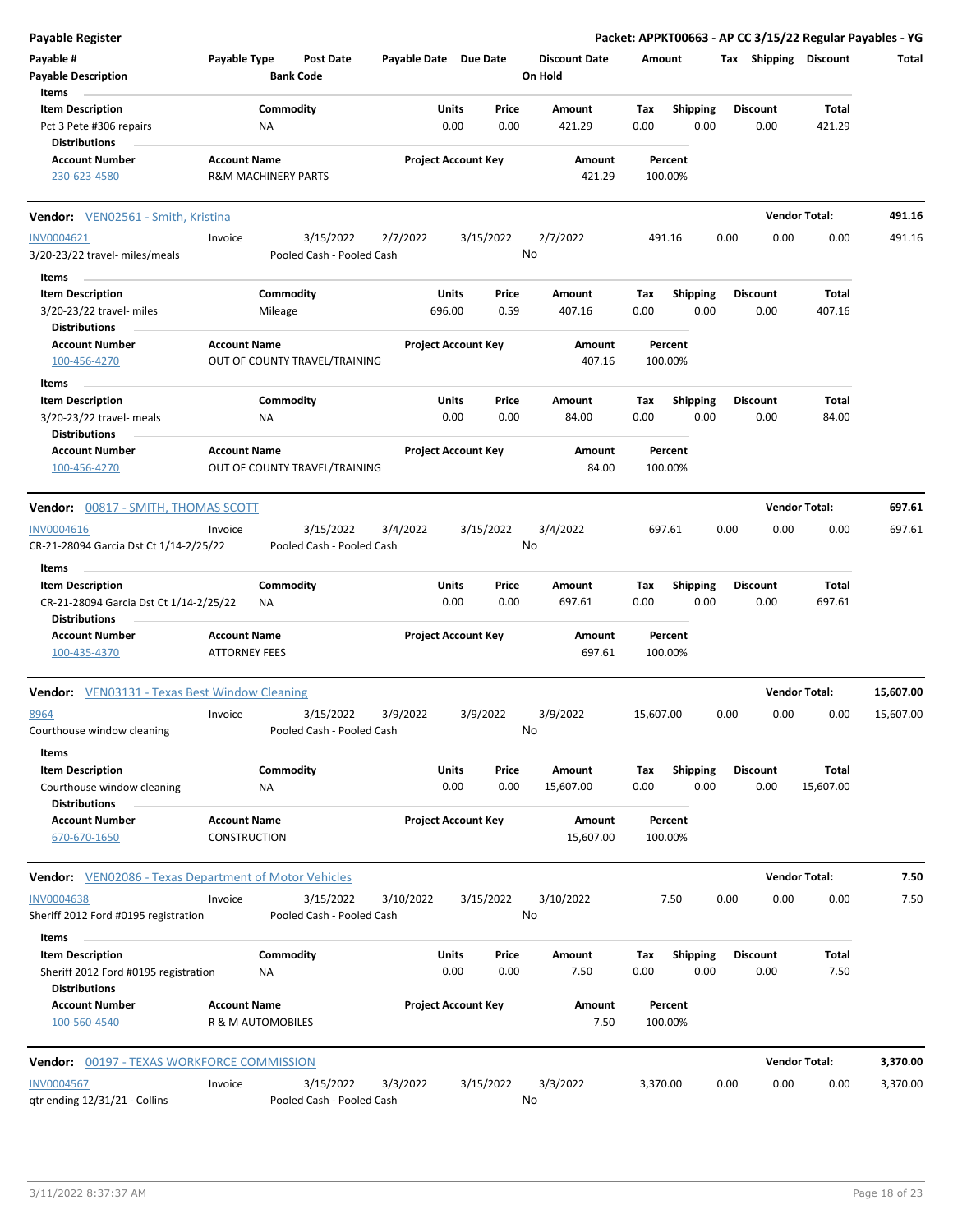**Payable Register** — **Packet: APPKT00663 - AP CC 3/15/22 Regular Payables - YG**

| Payable # / Payable Description | Payable Type | Post Date / Bank Code | Payable Date | Due Date | Discount Date / On Hold | Amount | Tax | Shipping | Discount | Total |
|---|---|---|---|---|---|---|---|---|---|---|

**Items**

| Item Description | Commodity | Units | Price | Amount | Tax | Shipping | Discount | Total |
|---|---|---|---|---|---|---|---|---|
| Pct 3 Pete #306 repairs | NA | 0.00 | 0.00 | 421.29 | 0.00 | 0.00 | 0.00 | 421.29 |

**Distributions**

| Account Number | Account Name | Project Account Key | Amount | Percent |
|---|---|---|---|---|
| 230-623-4580 | R&M MACHINERY PARTS | | 421.29 | 100.00% |

---

**Vendor: VEN02561 - Smith, Kristina** — **Vendor Total: 491.16**

| Payable # | Payable Type | Post Date | Payable Date | Due Date | Discount Date | Amount | Tax | Shipping | Discount | Total |
|---|---|---|---|---|---|---|---|---|---|---|
| INV0004621 | Invoice | 3/15/2022 | 2/7/2022 | 3/15/2022 | 2/7/2022 | 491.16 | 0.00 | 0.00 | 0.00 | 491.16 |
| 3/20-23/22 travel- miles/meals | | Pooled Cash - Pooled Cash | | | No | | | | | |

**Items**

| Item Description | Commodity | Units | Price | Amount | Tax | Shipping | Discount | Total |
|---|---|---|---|---|---|---|---|---|
| 3/20-23/22 travel- miles | Mileage | 696.00 | 0.59 | 407.16 | 0.00 | 0.00 | 0.00 | 407.16 |

**Distributions**

| Account Number | Account Name | Project Account Key | Amount | Percent |
|---|---|---|---|---|
| 100-456-4270 | OUT OF COUNTY TRAVEL/TRAINING | | 407.16 | 100.00% |

**Items**

| Item Description | Commodity | Units | Price | Amount | Tax | Shipping | Discount | Total |
|---|---|---|---|---|---|---|---|---|
| 3/20-23/22 travel- meals | NA | 0.00 | 0.00 | 84.00 | 0.00 | 0.00 | 0.00 | 84.00 |

**Distributions**

| Account Number | Account Name | Project Account Key | Amount | Percent |
|---|---|---|---|---|
| 100-456-4270 | OUT OF COUNTY TRAVEL/TRAINING | | 84.00 | 100.00% |

---

**Vendor: 00817 - SMITH, THOMAS SCOTT** — **Vendor Total: 697.61**

| Payable # | Payable Type | Post Date | Payable Date | Due Date | Discount Date | Amount | Tax | Shipping | Discount | Total |
|---|---|---|---|---|---|---|---|---|---|---|
| INV0004616 | Invoice | 3/15/2022 | 3/4/2022 | 3/15/2022 | 3/4/2022 | 697.61 | 0.00 | 0.00 | 0.00 | 697.61 |
| CR-21-28094 Garcia Dst Ct 1/14-2/25/22 | | Pooled Cash - Pooled Cash | | | No | | | | | |

**Items**

| Item Description | Commodity | Units | Price | Amount | Tax | Shipping | Discount | Total |
|---|---|---|---|---|---|---|---|---|
| CR-21-28094 Garcia Dst Ct 1/14-2/25/22 | NA | 0.00 | 0.00 | 697.61 | 0.00 | 0.00 | 0.00 | 697.61 |

**Distributions**

| Account Number | Account Name | Project Account Key | Amount | Percent |
|---|---|---|---|---|
| 100-435-4370 | ATTORNEY FEES | | 697.61 | 100.00% |

---

**Vendor: VEN03131 - Texas Best Window Cleaning** — **Vendor Total: 15,607.00**

| Payable # | Payable Type | Post Date | Payable Date | Due Date | Discount Date | Amount | Tax | Shipping | Discount | Total |
|---|---|---|---|---|---|---|---|---|---|---|
| 8964 | Invoice | 3/15/2022 | 3/9/2022 | 3/9/2022 | 3/9/2022 | 15,607.00 | 0.00 | 0.00 | 0.00 | 15,607.00 |
| Courthouse window cleaning | | Pooled Cash - Pooled Cash | | | No | | | | | |

**Items**

| Item Description | Commodity | Units | Price | Amount | Tax | Shipping | Discount | Total |
|---|---|---|---|---|---|---|---|---|
| Courthouse window cleaning | NA | 0.00 | 0.00 | 15,607.00 | 0.00 | 0.00 | 0.00 | 15,607.00 |

**Distributions**

| Account Number | Account Name | Project Account Key | Amount | Percent |
|---|---|---|---|---|
| 670-670-1650 | CONSTRUCTION | | 15,607.00 | 100.00% |

---

**Vendor: VEN02086 - Texas Department of Motor Vehicles** — **Vendor Total: 7.50**

| Payable # | Payable Type | Post Date | Payable Date | Due Date | Discount Date | Amount | Tax | Shipping | Discount | Total |
|---|---|---|---|---|---|---|---|---|---|---|
| INV0004638 | Invoice | 3/15/2022 | 3/10/2022 | 3/15/2022 | 3/10/2022 | 7.50 | 0.00 | 0.00 | 0.00 | 7.50 |
| Sheriff 2012 Ford #0195 registration | | Pooled Cash - Pooled Cash | | | No | | | | | |

**Items**

| Item Description | Commodity | Units | Price | Amount | Tax | Shipping | Discount | Total |
|---|---|---|---|---|---|---|---|---|
| Sheriff 2012 Ford #0195 registration | NA | 0.00 | 0.00 | 7.50 | 0.00 | 0.00 | 0.00 | 7.50 |

**Distributions**

| Account Number | Account Name | Project Account Key | Amount | Percent |
|---|---|---|---|---|
| 100-560-4540 | R & M AUTOMOBILES | | 7.50 | 100.00% |

---

**Vendor: 00197 - TEXAS WORKFORCE COMMISSION** — **Vendor Total: 3,370.00**

| Payable # | Payable Type | Post Date | Payable Date | Due Date | Discount Date | Amount | Tax | Shipping | Discount | Total |
|---|---|---|---|---|---|---|---|---|---|---|
| INV0004567 | Invoice | 3/15/2022 | 3/3/2022 | 3/15/2022 | 3/3/2022 | 3,370.00 | 0.00 | 0.00 | 0.00 | 3,370.00 |
| qtr ending 12/31/21 - Collins | | Pooled Cash - Pooled Cash | | | No | | | | | |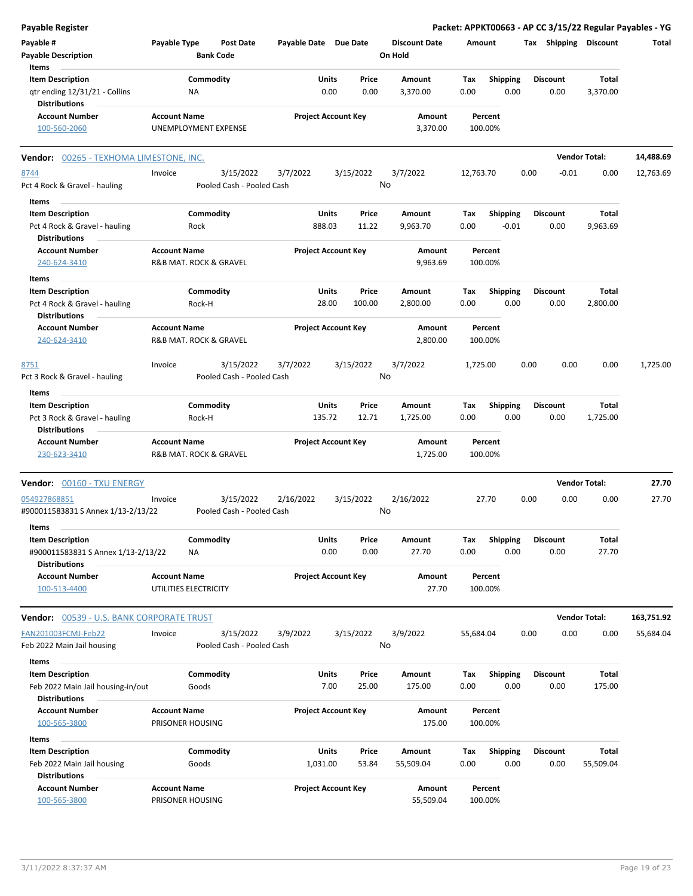**Payable Register** — Packet: APPKT00663 - AP CC 3/15/22 Regular Payables - YG

| Payable # | Payable Type | Post Date | Payable Date | Due Date | Discount Date | Amount | Tax | Shipping | Discount | Total |
|---|---|---|---|---|---|---|---|---|---|---|
| Payable Description | | Bank Code | | | On Hold | | | | | |

**Items**

| Item Description | Commodity | Units | Price | Amount | Tax | Shipping | Discount | Total |
|---|---|---|---|---|---|---|---|---|
| qtr ending 12/31/21 - Collins | NA | 0.00 | 0.00 | 3,370.00 | 0.00 | 0.00 | 0.00 | 3,370.00 |

**Distributions**

| Account Number | Account Name | Project Account Key | Amount | Percent |
|---|---|---|---|---|
| 100-560-2060 | UNEMPLOYMENT EXPENSE | | 3,370.00 | 100.00% |

---

**Vendor: 00265 - TEXHOMA LIMESTONE, INC.** — Vendor Total: **14,488.69**

| Payable # | Payable Type | Post Date | Payable Date | Due Date | Discount Date | Amount | Tax | Shipping | Discount | Total |
|---|---|---|---|---|---|---|---|---|---|---|
| 8744 | Invoice | 3/15/2022 | 3/7/2022 | 3/15/2022 | 3/7/2022 | 12,763.70 | 0.00 | -0.01 | 0.00 | 12,763.69 |
| Pct 4 Rock & Gravel - hauling | | Pooled Cash - Pooled Cash | | | No | | | | | |

**Items**

| Item Description | Commodity | Units | Price | Amount | Tax | Shipping | Discount | Total |
|---|---|---|---|---|---|---|---|---|
| Pct 4 Rock & Gravel - hauling | Rock | 888.03 | 11.22 | 9,963.70 | 0.00 | -0.01 | 0.00 | 9,963.69 |

**Distributions**

| Account Number | Account Name | Project Account Key | Amount | Percent |
|---|---|---|---|---|
| 240-624-3410 | R&B MAT. ROCK & GRAVEL | | 9,963.69 | 100.00% |

**Items**

| Item Description | Commodity | Units | Price | Amount | Tax | Shipping | Discount | Total |
|---|---|---|---|---|---|---|---|---|
| Pct 4 Rock & Gravel - hauling | Rock-H | 28.00 | 100.00 | 2,800.00 | 0.00 | 0.00 | 0.00 | 2,800.00 |

**Distributions**

| Account Number | Account Name | Project Account Key | Amount | Percent |
|---|---|---|---|---|
| 240-624-3410 | R&B MAT. ROCK & GRAVEL | | 2,800.00 | 100.00% |

| Payable # | Payable Type | Post Date | Payable Date | Due Date | Discount Date | Amount | Tax | Shipping | Discount | Total |
|---|---|---|---|---|---|---|---|---|---|---|
| 8751 | Invoice | 3/15/2022 | 3/7/2022 | 3/15/2022 | 3/7/2022 | 1,725.00 | 0.00 | 0.00 | 0.00 | 1,725.00 |
| Pct 3 Rock & Gravel - hauling | | Pooled Cash - Pooled Cash | | | No | | | | | |

**Items**

| Item Description | Commodity | Units | Price | Amount | Tax | Shipping | Discount | Total |
|---|---|---|---|---|---|---|---|---|
| Pct 3 Rock & Gravel - hauling | Rock-H | 135.72 | 12.71 | 1,725.00 | 0.00 | 0.00 | 0.00 | 1,725.00 |

**Distributions**

| Account Number | Account Name | Project Account Key | Amount | Percent |
|---|---|---|---|---|
| 230-623-3410 | R&B MAT. ROCK & GRAVEL | | 1,725.00 | 100.00% |

---

**Vendor: 00160 - TXU ENERGY** — Vendor Total: **27.70**

| Payable # | Payable Type | Post Date | Payable Date | Due Date | Discount Date | Amount | Tax | Shipping | Discount | Total |
|---|---|---|---|---|---|---|---|---|---|---|
| 054927868851 | Invoice | 3/15/2022 | 2/16/2022 | 3/15/2022 | 2/16/2022 | 27.70 | 0.00 | 0.00 | 0.00 | 27.70 |
| #900011583831 S Annex 1/13-2/13/22 | | Pooled Cash - Pooled Cash | | | No | | | | | |

**Items**

| Item Description | Commodity | Units | Price | Amount | Tax | Shipping | Discount | Total |
|---|---|---|---|---|---|---|---|---|
| #900011583831 S Annex 1/13-2/13/22 | NA | 0.00 | 0.00 | 27.70 | 0.00 | 0.00 | 0.00 | 27.70 |

**Distributions**

| Account Number | Account Name | Project Account Key | Amount | Percent |
|---|---|---|---|---|
| 100-513-4400 | UTILITIES ELECTRICITY | | 27.70 | 100.00% |

---

**Vendor: 00539 - U.S. BANK CORPORATE TRUST** — Vendor Total: **163,751.92**

| Payable # | Payable Type | Post Date | Payable Date | Due Date | Discount Date | Amount | Tax | Shipping | Discount | Total |
|---|---|---|---|---|---|---|---|---|---|---|
| FAN201003FCMJ-Feb22 | Invoice | 3/15/2022 | 3/9/2022 | 3/15/2022 | 3/9/2022 | 55,684.04 | 0.00 | 0.00 | 0.00 | 55,684.04 |
| Feb 2022 Main Jail housing | | Pooled Cash - Pooled Cash | | | No | | | | | |

**Items**

| Item Description | Commodity | Units | Price | Amount | Tax | Shipping | Discount | Total |
|---|---|---|---|---|---|---|---|---|
| Feb 2022 Main Jail housing-in/out | Goods | 7.00 | 25.00 | 175.00 | 0.00 | 0.00 | 0.00 | 175.00 |

**Distributions**

| Account Number | Account Name | Project Account Key | Amount | Percent |
|---|---|---|---|---|
| 100-565-3800 | PRISONER HOUSING | | 175.00 | 100.00% |

**Items**

| Item Description | Commodity | Units | Price | Amount | Tax | Shipping | Discount | Total |
|---|---|---|---|---|---|---|---|---|
| Feb 2022 Main Jail housing | Goods | 1,031.00 | 53.84 | 55,509.04 | 0.00 | 0.00 | 0.00 | 55,509.04 |

**Distributions**

| Account Number | Account Name | Project Account Key | Amount | Percent |
|---|---|---|---|---|
| 100-565-3800 | PRISONER HOUSING | | 55,509.04 | 100.00% |

3/11/2022 8:37:37 AM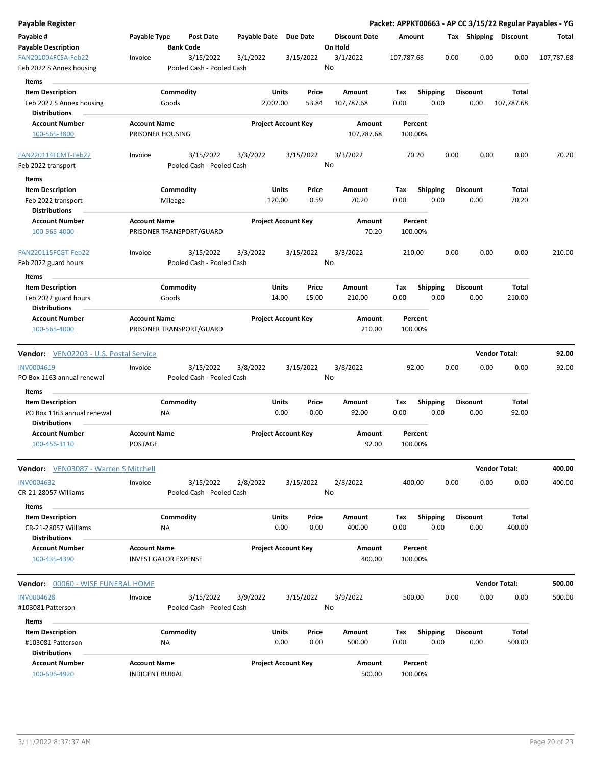**Payable Register** — **Packet: APPKT00663 - AP CC 3/15/22 Regular Payables - YG**

| Payable # / Payable Description | Payable Type | Post Date / Bank Code | Payable Date | Due Date | Discount Date / On Hold | Amount | Tax | Shipping | Discount | Total |
|---|---|---|---|---|---|---|---|---|---|---|
| FAN201004FCSA-Feb22 / Feb 2022 S Annex housing | Invoice | 3/15/2022 / Pooled Cash - Pooled Cash | 3/1/2022 | 3/15/2022 | 3/1/2022 / No | 107,787.68 | 0.00 | 0.00 | 0.00 | 107,787.68 |

**Items**

| Item Description | Commodity | Units | Price | Amount | Tax | Shipping | Discount | Total |
|---|---|---|---|---|---|---|---|---|
| Feb 2022 S Annex housing | Goods | 2,002.00 | 53.84 | 107,787.68 | 0.00 | 0.00 | 0.00 | 107,787.68 |

**Distributions**

| Account Number | Account Name | Project Account Key | Amount | Percent |
|---|---|---|---|---|
| 100-565-3800 | PRISONER HOUSING | | 107,787.68 | 100.00% |

| Payable # / Payable Description | Payable Type | Post Date / Bank Code | Payable Date | Due Date | Discount Date / On Hold | Amount | Tax | Shipping | Discount | Total |
|---|---|---|---|---|---|---|---|---|---|---|
| FAN220114FCMT-Feb22 / Feb 2022 transport | Invoice | 3/15/2022 / Pooled Cash - Pooled Cash | 3/3/2022 | 3/15/2022 | 3/3/2022 / No | 70.20 | 0.00 | 0.00 | 0.00 | 70.20 |

**Items**

| Item Description | Commodity | Units | Price | Amount | Tax | Shipping | Discount | Total |
|---|---|---|---|---|---|---|---|---|
| Feb 2022 transport | Mileage | 120.00 | 0.59 | 70.20 | 0.00 | 0.00 | 0.00 | 70.20 |

**Distributions**

| Account Number | Account Name | Project Account Key | Amount | Percent |
|---|---|---|---|---|
| 100-565-4000 | PRISONER TRANSPORT/GUARD | | 70.20 | 100.00% |

| Payable # / Payable Description | Payable Type | Post Date / Bank Code | Payable Date | Due Date | Discount Date / On Hold | Amount | Tax | Shipping | Discount | Total |
|---|---|---|---|---|---|---|---|---|---|---|
| FAN220115FCGT-Feb22 / Feb 2022 guard hours | Invoice | 3/15/2022 / Pooled Cash - Pooled Cash | 3/3/2022 | 3/15/2022 | 3/3/2022 / No | 210.00 | 0.00 | 0.00 | 0.00 | 210.00 |

**Items**

| Item Description | Commodity | Units | Price | Amount | Tax | Shipping | Discount | Total |
|---|---|---|---|---|---|---|---|---|
| Feb 2022 guard hours | Goods | 14.00 | 15.00 | 210.00 | 0.00 | 0.00 | 0.00 | 210.00 |

**Distributions**

| Account Number | Account Name | Project Account Key | Amount | Percent |
|---|---|---|---|---|
| 100-565-4000 | PRISONER TRANSPORT/GUARD | | 210.00 | 100.00% |

---

**Vendor:** VEN02203 - U.S. Postal Service — **Vendor Total: 92.00**

| Payable # / Payable Description | Payable Type | Post Date / Bank Code | Payable Date | Due Date | Discount Date / On Hold | Amount | Tax | Shipping | Discount | Total |
|---|---|---|---|---|---|---|---|---|---|---|
| INV0004619 / PO Box 1163 annual renewal | Invoice | 3/15/2022 / Pooled Cash - Pooled Cash | 3/8/2022 | 3/15/2022 | 3/8/2022 / No | 92.00 | 0.00 | 0.00 | 0.00 | 92.00 |

**Items**

| Item Description | Commodity | Units | Price | Amount | Tax | Shipping | Discount | Total |
|---|---|---|---|---|---|---|---|---|
| PO Box 1163 annual renewal | NA | 0.00 | 0.00 | 92.00 | 0.00 | 0.00 | 0.00 | 92.00 |

**Distributions**

| Account Number | Account Name | Project Account Key | Amount | Percent |
|---|---|---|---|---|
| 100-456-3110 | POSTAGE | | 92.00 | 100.00% |

---

**Vendor:** VEN03087 - Warren S Mitchell — **Vendor Total: 400.00**

| Payable # / Payable Description | Payable Type | Post Date / Bank Code | Payable Date | Due Date | Discount Date / On Hold | Amount | Tax | Shipping | Discount | Total |
|---|---|---|---|---|---|---|---|---|---|---|
| INV0004632 / CR-21-28057 Williams | Invoice | 3/15/2022 / Pooled Cash - Pooled Cash | 2/8/2022 | 3/15/2022 | 2/8/2022 / No | 400.00 | 0.00 | 0.00 | 0.00 | 400.00 |

**Items**

| Item Description | Commodity | Units | Price | Amount | Tax | Shipping | Discount | Total |
|---|---|---|---|---|---|---|---|---|
| CR-21-28057 Williams | NA | 0.00 | 0.00 | 400.00 | 0.00 | 0.00 | 0.00 | 400.00 |

**Distributions**

| Account Number | Account Name | Project Account Key | Amount | Percent |
|---|---|---|---|---|
| 100-435-4390 | INVESTIGATOR EXPENSE | | 400.00 | 100.00% |

---

**Vendor:** 00060 - WISE FUNERAL HOME — **Vendor Total: 500.00**

| Payable # / Payable Description | Payable Type | Post Date / Bank Code | Payable Date | Due Date | Discount Date / On Hold | Amount | Tax | Shipping | Discount | Total |
|---|---|---|---|---|---|---|---|---|---|---|
| INV0004628 / #103081 Patterson | Invoice | 3/15/2022 / Pooled Cash - Pooled Cash | 3/9/2022 | 3/15/2022 | 3/9/2022 / No | 500.00 | 0.00 | 0.00 | 0.00 | 500.00 |

**Items**

| Item Description | Commodity | Units | Price | Amount | Tax | Shipping | Discount | Total |
|---|---|---|---|---|---|---|---|---|
| #103081 Patterson | NA | 0.00 | 0.00 | 500.00 | 0.00 | 0.00 | 0.00 | 500.00 |

**Distributions**

| Account Number | Account Name | Project Account Key | Amount | Percent |
|---|---|---|---|---|
| 100-696-4920 | INDIGENT BURIAL | | 500.00 | 100.00% |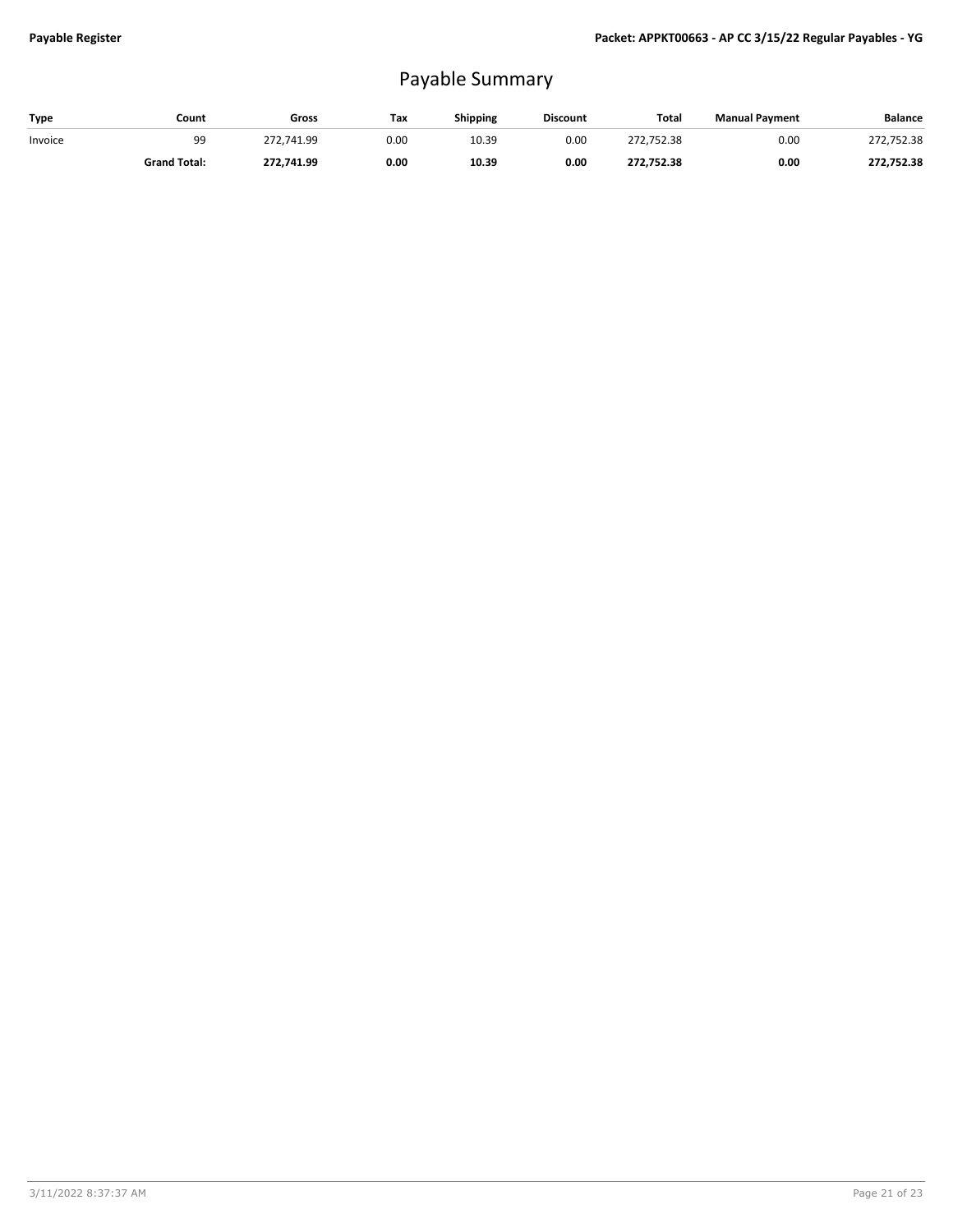# Payable Summary

| Type | Count | Gross | Tax | Shipping | Discount | Total | Manual Payment | Balance |
|---|---|---|---|---|---|---|---|---|
| Invoice | 99 | 272,741.99 | 0.00 | 10.39 | 0.00 | 272,752.38 | 0.00 | 272,752.38 |
| | **Grand Total:** | **272,741.99** | **0.00** | **10.39** | **0.00** | **272,752.38** | **0.00** | **272,752.38** |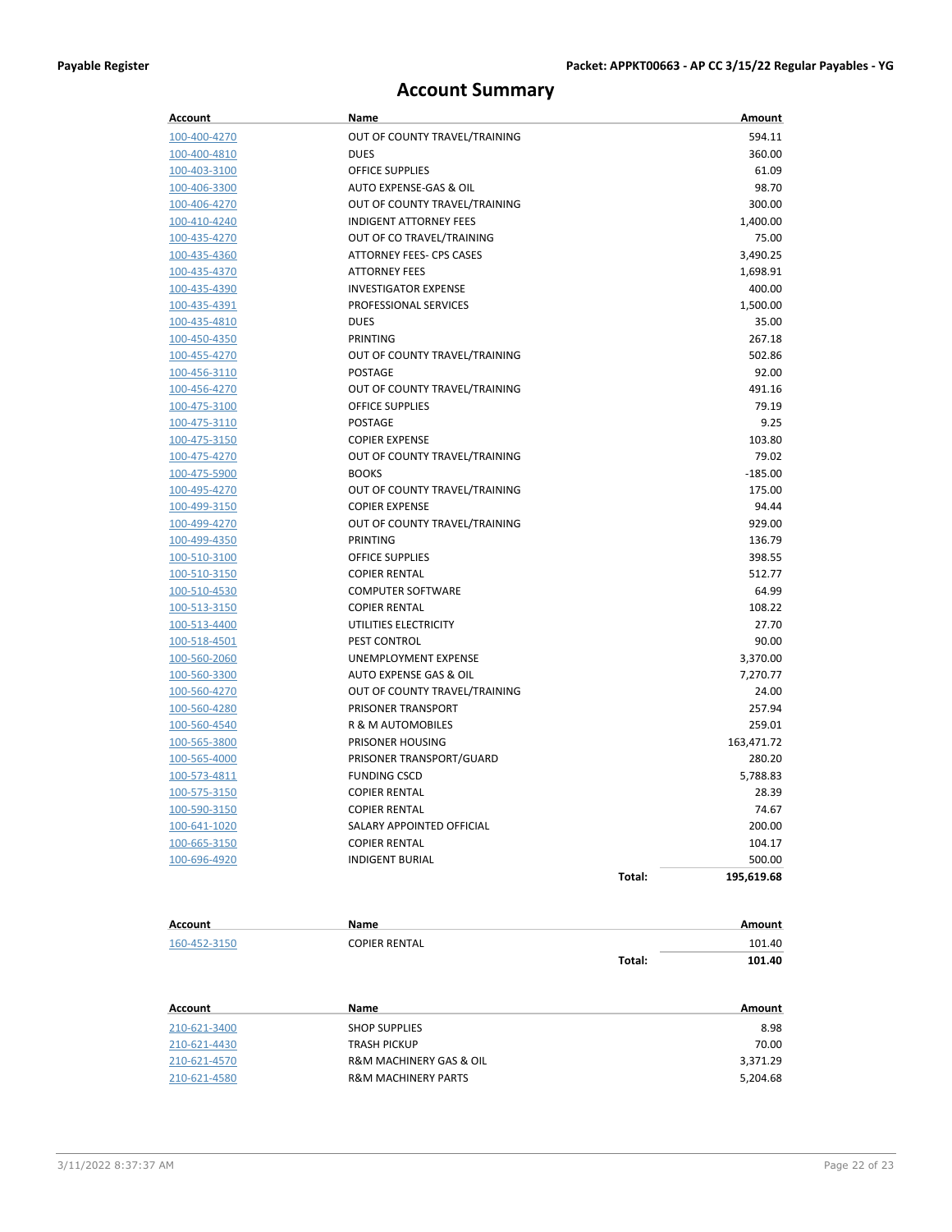# Account Summary

| Account | Name | | Amount |
|---|---|---|---|
| 100-400-4270 | OUT OF COUNTY TRAVEL/TRAINING | | 594.11 |
| 100-400-4810 | DUES | | 360.00 |
| 100-403-3100 | OFFICE SUPPLIES | | 61.09 |
| 100-406-3300 | AUTO EXPENSE-GAS & OIL | | 98.70 |
| 100-406-4270 | OUT OF COUNTY TRAVEL/TRAINING | | 300.00 |
| 100-410-4240 | INDIGENT ATTORNEY FEES | | 1,400.00 |
| 100-435-4270 | OUT OF CO TRAVEL/TRAINING | | 75.00 |
| 100-435-4360 | ATTORNEY FEES- CPS CASES | | 3,490.25 |
| 100-435-4370 | ATTORNEY FEES | | 1,698.91 |
| 100-435-4390 | INVESTIGATOR EXPENSE | | 400.00 |
| 100-435-4391 | PROFESSIONAL SERVICES | | 1,500.00 |
| 100-435-4810 | DUES | | 35.00 |
| 100-450-4350 | PRINTING | | 267.18 |
| 100-455-4270 | OUT OF COUNTY TRAVEL/TRAINING | | 502.86 |
| 100-456-3110 | POSTAGE | | 92.00 |
| 100-456-4270 | OUT OF COUNTY TRAVEL/TRAINING | | 491.16 |
| 100-475-3100 | OFFICE SUPPLIES | | 79.19 |
| 100-475-3110 | POSTAGE | | 9.25 |
| 100-475-3150 | COPIER EXPENSE | | 103.80 |
| 100-475-4270 | OUT OF COUNTY TRAVEL/TRAINING | | 79.02 |
| 100-475-5900 | BOOKS | | -185.00 |
| 100-495-4270 | OUT OF COUNTY TRAVEL/TRAINING | | 175.00 |
| 100-499-3150 | COPIER EXPENSE | | 94.44 |
| 100-499-4270 | OUT OF COUNTY TRAVEL/TRAINING | | 929.00 |
| 100-499-4350 | PRINTING | | 136.79 |
| 100-510-3100 | OFFICE SUPPLIES | | 398.55 |
| 100-510-3150 | COPIER RENTAL | | 512.77 |
| 100-510-4530 | COMPUTER SOFTWARE | | 64.99 |
| 100-513-3150 | COPIER RENTAL | | 108.22 |
| 100-513-4400 | UTILITIES ELECTRICITY | | 27.70 |
| 100-518-4501 | PEST CONTROL | | 90.00 |
| 100-560-2060 | UNEMPLOYMENT EXPENSE | | 3,370.00 |
| 100-560-3300 | AUTO EXPENSE GAS & OIL | | 7,270.77 |
| 100-560-4270 | OUT OF COUNTY TRAVEL/TRAINING | | 24.00 |
| 100-560-4280 | PRISONER TRANSPORT | | 257.94 |
| 100-560-4540 | R & M AUTOMOBILES | | 259.01 |
| 100-565-3800 | PRISONER HOUSING | | 163,471.72 |
| 100-565-4000 | PRISONER TRANSPORT/GUARD | | 280.20 |
| 100-573-4811 | FUNDING CSCD | | 5,788.83 |
| 100-575-3150 | COPIER RENTAL | | 28.39 |
| 100-590-3150 | COPIER RENTAL | | 74.67 |
| 100-641-1020 | SALARY APPOINTED OFFICIAL | | 200.00 |
| 100-665-3150 | COPIER RENTAL | | 104.17 |
| 100-696-4920 | INDIGENT BURIAL | | 500.00 |
| | | **Total:** | **195,619.68** |

| Account | Name | | Amount |
|---|---|---|---|
| 160-452-3150 | COPIER RENTAL | | 101.40 |
| | | **Total:** | **101.40** |

| Account | Name | | Amount |
|---|---|---|---|
| 210-621-3400 | SHOP SUPPLIES | | 8.98 |
| 210-621-4430 | TRASH PICKUP | | 70.00 |
| 210-621-4570 | R&M MACHINERY GAS & OIL | | 3,371.29 |
| 210-621-4580 | R&M MACHINERY PARTS | | 5,204.68 |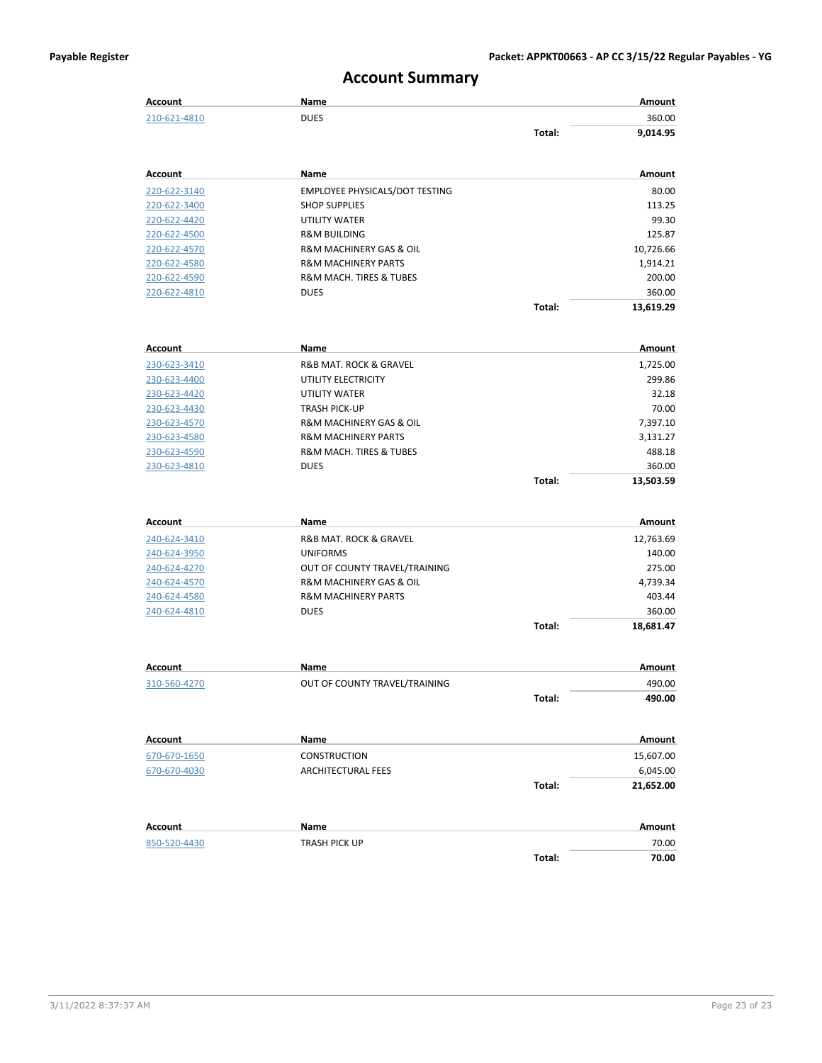## Account Summary

| Account | Name | | Amount |
|---|---|---|---|
| 210-621-4810 | DUES | | 360.00 |
| | | **Total:** | **9,014.95** |

| Account | Name | | Amount |
|---|---|---|---|
| 220-622-3140 | EMPLOYEE PHYSICALS/DOT TESTING | | 80.00 |
| 220-622-3400 | SHOP SUPPLIES | | 113.25 |
| 220-622-4420 | UTILITY WATER | | 99.30 |
| 220-622-4500 | R&M BUILDING | | 125.87 |
| 220-622-4570 | R&M MACHINERY GAS & OIL | | 10,726.66 |
| 220-622-4580 | R&M MACHINERY PARTS | | 1,914.21 |
| 220-622-4590 | R&M MACH. TIRES & TUBES | | 200.00 |
| 220-622-4810 | DUES | | 360.00 |
| | | **Total:** | **13,619.29** |

| Account | Name | | Amount |
|---|---|---|---|
| 230-623-3410 | R&B MAT. ROCK & GRAVEL | | 1,725.00 |
| 230-623-4400 | UTILITY ELECTRICITY | | 299.86 |
| 230-623-4420 | UTILITY WATER | | 32.18 |
| 230-623-4430 | TRASH PICK-UP | | 70.00 |
| 230-623-4570 | R&M MACHINERY GAS & OIL | | 7,397.10 |
| 230-623-4580 | R&M MACHINERY PARTS | | 3,131.27 |
| 230-623-4590 | R&M MACH. TIRES & TUBES | | 488.18 |
| 230-623-4810 | DUES | | 360.00 |
| | | **Total:** | **13,503.59** |

| Account | Name | | Amount |
|---|---|---|---|
| 240-624-3410 | R&B MAT. ROCK & GRAVEL | | 12,763.69 |
| 240-624-3950 | UNIFORMS | | 140.00 |
| 240-624-4270 | OUT OF COUNTY TRAVEL/TRAINING | | 275.00 |
| 240-624-4570 | R&M MACHINERY GAS & OIL | | 4,739.34 |
| 240-624-4580 | R&M MACHINERY PARTS | | 403.44 |
| 240-624-4810 | DUES | | 360.00 |
| | | **Total:** | **18,681.47** |

| Account | Name | | Amount |
|---|---|---|---|
| 310-560-4270 | OUT OF COUNTY TRAVEL/TRAINING | | 490.00 |
| | | **Total:** | **490.00** |

| Account | Name | | Amount |
|---|---|---|---|
| 670-670-1650 | CONSTRUCTION | | 15,607.00 |
| 670-670-4030 | ARCHITECTURAL FEES | | 6,045.00 |
| | | **Total:** | **21,652.00** |

| Account | Name | | Amount |
|---|---|---|---|
| 850-520-4430 | TRASH PICK UP | | 70.00 |
| | | **Total:** | **70.00** |